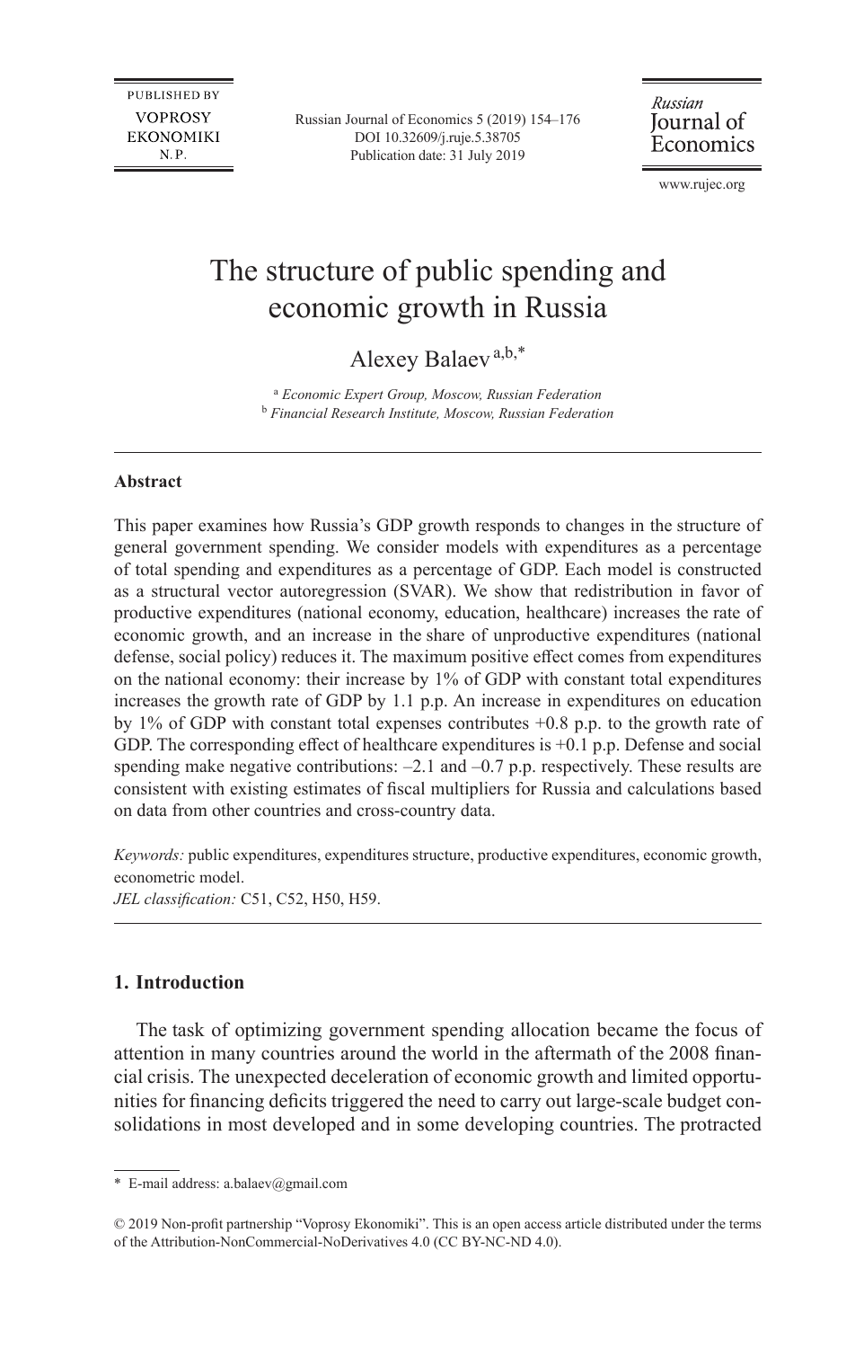# The structure of public spending and economic growth in Russia

Alexey Balaev [a,b,*]

[a] *Economic Expert Group, Moscow, Russian Federation*
[b] *Financial Research Institute, Moscow, Russian Federation*

---

### Abstract

This paper examines how Russia's GDP growth responds to changes in the structure of general government spending. We consider models with expenditures as a percentage of total spending and expenditures as a percentage of GDP. Each model is constructed as a structural vector autoregression (SVAR). We show that redistribution in favor of productive expenditures (national economy, education, healthcare) increases the rate of economic growth, and an increase in the share of unproductive expenditures (national defense, social policy) reduces it. The maximum positive effect comes from expenditures on the national economy: their increase by 1% of GDP with constant total expenditures increases the growth rate of GDP by 1.1 p.p. An increase in expenditures on education by 1% of GDP with constant total expenses contributes +0.8 p.p. to the growth rate of GDP. The corresponding effect of healthcare expenditures is +0.1 p.p. Defense and social spending make negative contributions: –2.1 and –0.7 p.p. respectively. These results are consistent with existing estimates of fiscal multipliers for Russia and calculations based on data from other countries and cross-country data.

*Keywords:* public expenditures, expenditures structure, productive expenditures, economic growth, econometric model.

*JEL classification:* C51, C52, H50, H59.

---

## 1. Introduction

The task of optimizing government spending allocation became the focus of attention in many countries around the world in the aftermath of the 2008 financial crisis. The unexpected deceleration of economic growth and limited opportunities for financing deficits triggered the need to carry out large-scale budget consolidations in most developed and in some developing countries. The protracted

---

\* E-mail address: a.balaev@gmail.com

© 2019 Non-profit partnership "Voprosy Ekonomiki". This is an open access article distributed under the terms of the Attribution-NonCommercial-NoDerivatives 4.0 (CC BY-NC-ND 4.0).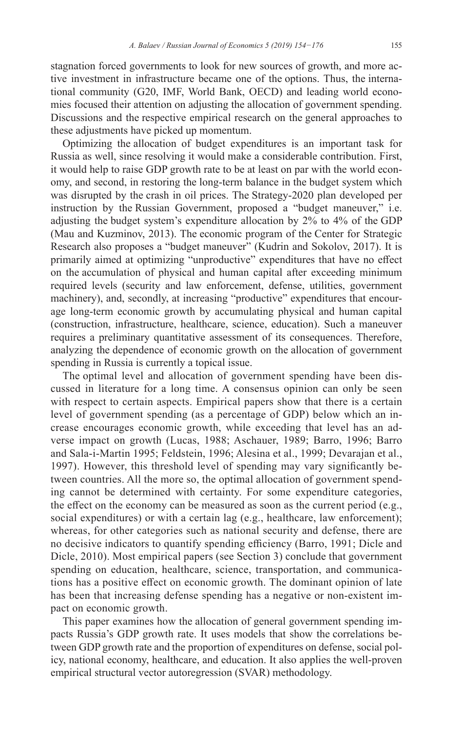stagnation forced governments to look for new sources of growth, and more active investment in infrastructure became one of the options. Thus, the international community (G20, IMF, World Bank, OECD) and leading world economies focused their attention on adjusting the allocation of government spending. Discussions and the respective empirical research on the general approaches to these adjustments have picked up momentum.

Optimizing the allocation of budget expenditures is an important task for Russia as well, since resolving it would make a considerable contribution. First, it would help to raise GDP growth rate to be at least on par with the world economy, and second, in restoring the long-term balance in the budget system which was disrupted by the crash in oil prices. The Strategy-2020 plan developed per instruction by the Russian Government, proposed a "budget maneuver," i.e. adjusting the budget system's expenditure allocation by 2% to 4% of the GDP (Mau and Kuzminov, 2013). The economic program of the Center for Strategic Research also proposes a "budget maneuver" (Kudrin and Sokolov, 2017). It is primarily aimed at optimizing "unproductive" expenditures that have no effect on the accumulation of physical and human capital after exceeding minimum required levels (security and law enforcement, defense, utilities, government machinery), and, secondly, at increasing "productive" expenditures that encourage long-term economic growth by accumulating physical and human capital (construction, infrastructure, healthcare, science, education). Such a maneuver requires a preliminary quantitative assessment of its consequences. Therefore, analyzing the dependence of economic growth on the allocation of government spending in Russia is currently a topical issue.

The optimal level and allocation of government spending have been discussed in literature for a long time. A consensus opinion can only be seen with respect to certain aspects. Empirical papers show that there is a certain level of government spending (as a percentage of GDP) below which an increase encourages economic growth, while exceeding that level has an adverse impact on growth (Lucas, 1988; Aschauer, 1989; Barro, 1996; Barro and Sala-i-Martin 1995; Feldstein, 1996; Alesina et al., 1999; Devarajan et al., 1997). However, this threshold level of spending may vary significantly between countries. All the more so, the optimal allocation of government spending cannot be determined with certainty. For some expenditure categories, the effect on the economy can be measured as soon as the current period (e.g., social expenditures) or with a certain lag (e.g., healthcare, law enforcement); whereas, for other categories such as national security and defense, there are no decisive indicators to quantify spending efficiency (Barro, 1991; Dicle and Dicle, 2010). Most empirical papers (see Section 3) conclude that government spending on education, healthcare, science, transportation, and communications has a positive effect on economic growth. The dominant opinion of late has been that increasing defense spending has a negative or non-existent impact on economic growth.

This paper examines how the allocation of general government spending impacts Russia's GDP growth rate. It uses models that show the correlations between GDP growth rate and the proportion of expenditures on defense, social policy, national economy, healthcare, and education. It also applies the well-proven empirical structural vector autoregression (SVAR) methodology.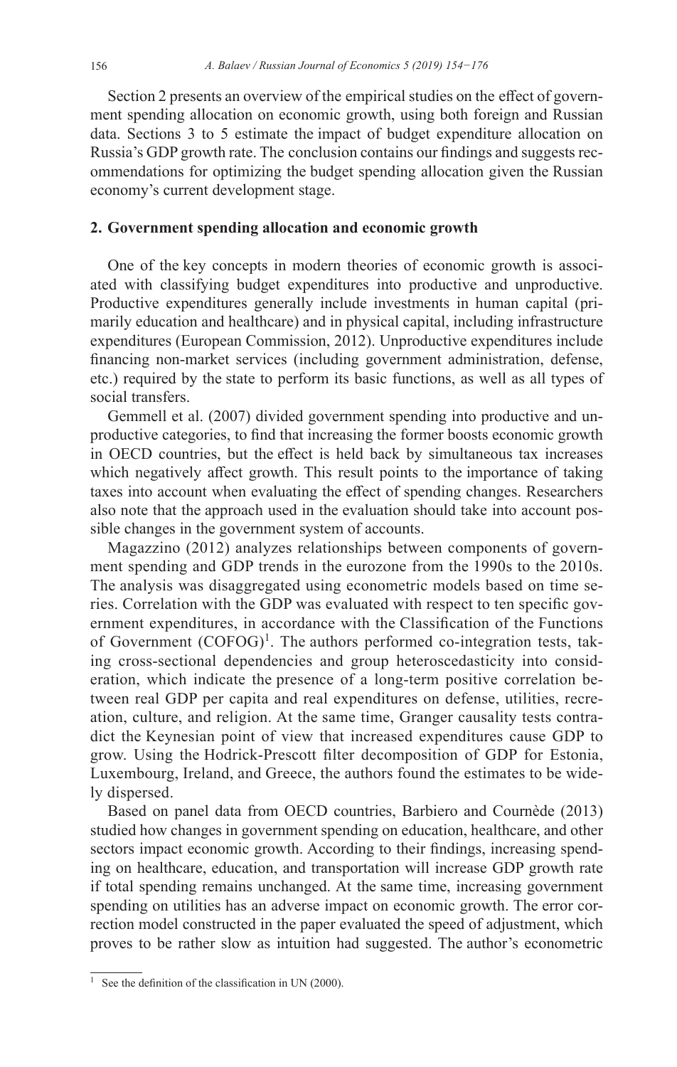Section 2 presents an overview of the empirical studies on the effect of government spending allocation on economic growth, using both foreign and Russian data. Sections 3 to 5 estimate the impact of budget expenditure allocation on Russia's GDP growth rate. The conclusion contains our findings and suggests recommendations for optimizing the budget spending allocation given the Russian economy's current development stage.

## 2. Government spending allocation and economic growth

One of the key concepts in modern theories of economic growth is associated with classifying budget expenditures into productive and unproductive. Productive expenditures generally include investments in human capital (primarily education and healthcare) and in physical capital, including infrastructure expenditures (European Commission, 2012). Unproductive expenditures include financing non-market services (including government administration, defense, etc.) required by the state to perform its basic functions, as well as all types of social transfers.

Gemmell et al. (2007) divided government spending into productive and unproductive categories, to find that increasing the former boosts economic growth in OECD countries, but the effect is held back by simultaneous tax increases which negatively affect growth. This result points to the importance of taking taxes into account when evaluating the effect of spending changes. Researchers also note that the approach used in the evaluation should take into account possible changes in the government system of accounts.

Magazzino (2012) analyzes relationships between components of government spending and GDP trends in the eurozone from the 1990s to the 2010s. The analysis was disaggregated using econometric models based on time series. Correlation with the GDP was evaluated with respect to ten specific government expenditures, in accordance with the Classification of the Functions of Government (COFOG)[1]. The authors performed co-integration tests, taking cross-sectional dependencies and group heteroscedasticity into consideration, which indicate the presence of a long-term positive correlation between real GDP per capita and real expenditures on defense, utilities, recreation, culture, and religion. At the same time, Granger causality tests contradict the Keynesian point of view that increased expenditures cause GDP to grow. Using the Hodrick-Prescott filter decomposition of GDP for Estonia, Luxembourg, Ireland, and Greece, the authors found the estimates to be widely dispersed.

Based on panel data from OECD countries, Barbiero and Cournède (2013) studied how changes in government spending on education, healthcare, and other sectors impact economic growth. According to their findings, increasing spending on healthcare, education, and transportation will increase GDP growth rate if total spending remains unchanged. At the same time, increasing government spending on utilities has an adverse impact on economic growth. The error correction model constructed in the paper evaluated the speed of adjustment, which proves to be rather slow as intuition had suggested. The author's econometric

[1] See the definition of the classification in UN (2000).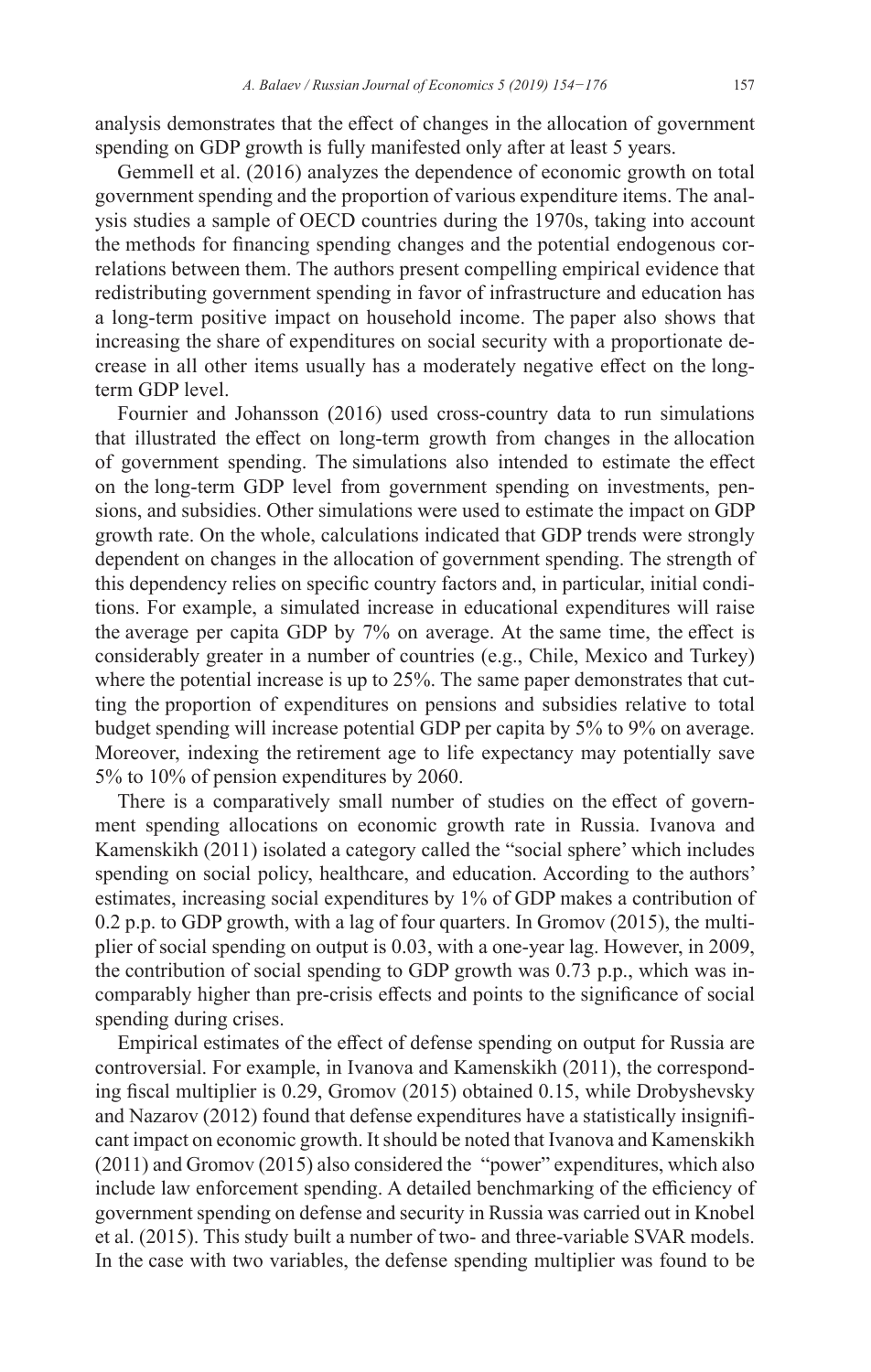analysis demonstrates that the effect of changes in the allocation of government spending on GDP growth is fully manifested only after at least 5 years.

Gemmell et al. (2016) analyzes the dependence of economic growth on total government spending and the proportion of various expenditure items. The analysis studies a sample of OECD countries during the 1970s, taking into account the methods for financing spending changes and the potential endogenous correlations between them. The authors present compelling empirical evidence that redistributing government spending in favor of infrastructure and education has a long-term positive impact on household income. The paper also shows that increasing the share of expenditures on social security with a proportionate decrease in all other items usually has a moderately negative effect on the long-term GDP level.

Fournier and Johansson (2016) used cross-country data to run simulations that illustrated the effect on long-term growth from changes in the allocation of government spending. The simulations also intended to estimate the effect on the long-term GDP level from government spending on investments, pensions, and subsidies. Other simulations were used to estimate the impact on GDP growth rate. On the whole, calculations indicated that GDP trends were strongly dependent on changes in the allocation of government spending. The strength of this dependency relies on specific country factors and, in particular, initial conditions. For example, a simulated increase in educational expenditures will raise the average per capita GDP by 7% on average. At the same time, the effect is considerably greater in a number of countries (e.g., Chile, Mexico and Turkey) where the potential increase is up to 25%. The same paper demonstrates that cutting the proportion of expenditures on pensions and subsidies relative to total budget spending will increase potential GDP per capita by 5% to 9% on average. Moreover, indexing the retirement age to life expectancy may potentially save 5% to 10% of pension expenditures by 2060.

There is a comparatively small number of studies on the effect of government spending allocations on economic growth rate in Russia. Ivanova and Kamenskikh (2011) isolated a category called the "social sphere' which includes spending on social policy, healthcare, and education. According to the authors' estimates, increasing social expenditures by 1% of GDP makes a contribution of 0.2 p.p. to GDP growth, with a lag of four quarters. In Gromov (2015), the multiplier of social spending on output is 0.03, with a one-year lag. However, in 2009, the contribution of social spending to GDP growth was 0.73 p.p., which was incomparably higher than pre-crisis effects and points to the significance of social spending during crises.

Empirical estimates of the effect of defense spending on output for Russia are controversial. For example, in Ivanova and Kamenskikh (2011), the corresponding fiscal multiplier is 0.29, Gromov (2015) obtained 0.15, while Drobyshevsky and Nazarov (2012) found that defense expenditures have a statistically insignificant impact on economic growth. It should be noted that Ivanova and Kamenskikh (2011) and Gromov (2015) also considered the "power" expenditures, which also include law enforcement spending. A detailed benchmarking of the efficiency of government spending on defense and security in Russia was carried out in Knobel et al. (2015). This study built a number of two- and three-variable SVAR models. In the case with two variables, the defense spending multiplier was found to be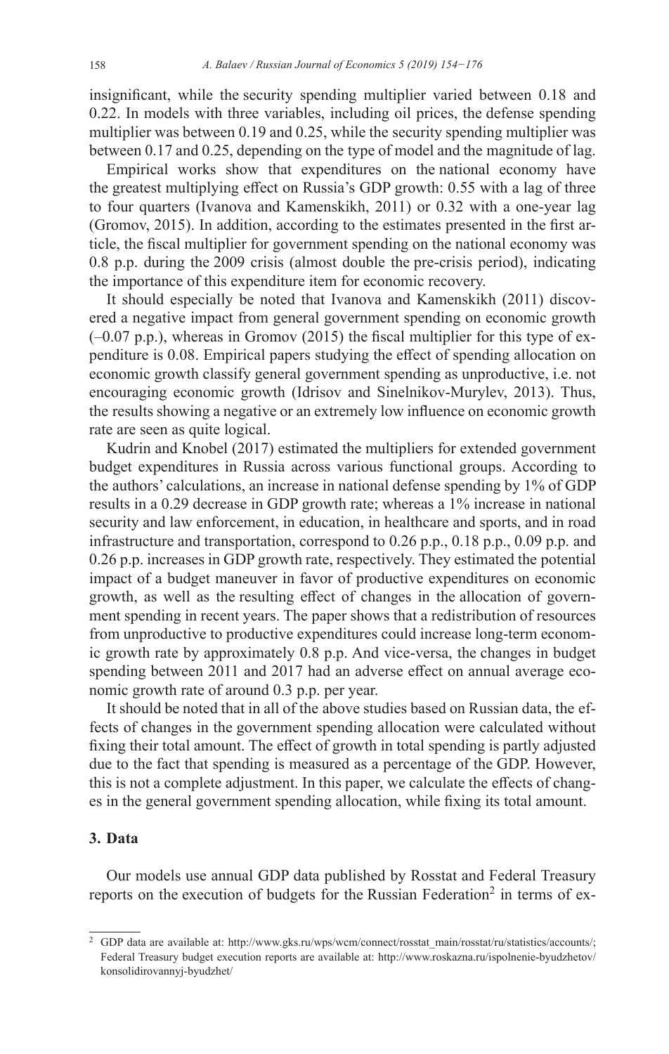insignificant, while the security spending multiplier varied between 0.18 and 0.22. In models with three variables, including oil prices, the defense spending multiplier was between 0.19 and 0.25, while the security spending multiplier was between 0.17 and 0.25, depending on the type of model and the magnitude of lag.

Empirical works show that expenditures on the national economy have the greatest multiplying effect on Russia's GDP growth: 0.55 with a lag of three to four quarters (Ivanova and Kamenskikh, 2011) or 0.32 with a one-year lag (Gromov, 2015). In addition, according to the estimates presented in the first article, the fiscal multiplier for government spending on the national economy was 0.8 p.p. during the 2009 crisis (almost double the pre-crisis period), indicating the importance of this expenditure item for economic recovery.

It should especially be noted that Ivanova and Kamenskikh (2011) discovered a negative impact from general government spending on economic growth (–0.07 p.p.), whereas in Gromov (2015) the fiscal multiplier for this type of expenditure is 0.08. Empirical papers studying the effect of spending allocation on economic growth classify general government spending as unproductive, i.e. not encouraging economic growth (Idrisov and Sinelnikov-Murylev, 2013). Thus, the results showing a negative or an extremely low influence on economic growth rate are seen as quite logical.

Kudrin and Knobel (2017) estimated the multipliers for extended government budget expenditures in Russia across various functional groups. According to the authors' calculations, an increase in national defense spending by 1% of GDP results in a 0.29 decrease in GDP growth rate; whereas a 1% increase in national security and law enforcement, in education, in healthcare and sports, and in road infrastructure and transportation, correspond to 0.26 p.p., 0.18 p.p., 0.09 p.p. and 0.26 p.p. increases in GDP growth rate, respectively. They estimated the potential impact of a budget maneuver in favor of productive expenditures on economic growth, as well as the resulting effect of changes in the allocation of government spending in recent years. The paper shows that a redistribution of resources from unproductive to productive expenditures could increase long-term economic growth rate by approximately 0.8 p.p. And vice-versa, the changes in budget spending between 2011 and 2017 had an adverse effect on annual average economic growth rate of around 0.3 p.p. per year.

It should be noted that in all of the above studies based on Russian data, the effects of changes in the government spending allocation were calculated without fixing their total amount. The effect of growth in total spending is partly adjusted due to the fact that spending is measured as a percentage of the GDP. However, this is not a complete adjustment. In this paper, we calculate the effects of changes in the general government spending allocation, while fixing its total amount.

## 3. Data

Our models use annual GDP data published by Rosstat and Federal Treasury reports on the execution of budgets for the Russian Federation[2] in terms of ex-

[2] GDP data are available at: http://www.gks.ru/wps/wcm/connect/rosstat_main/rosstat/ru/statistics/accounts/; Federal Treasury budget execution reports are available at: http://www.roskazna.ru/ispolnenie-byudzhetov/konsolidirovannyj-byudzhet/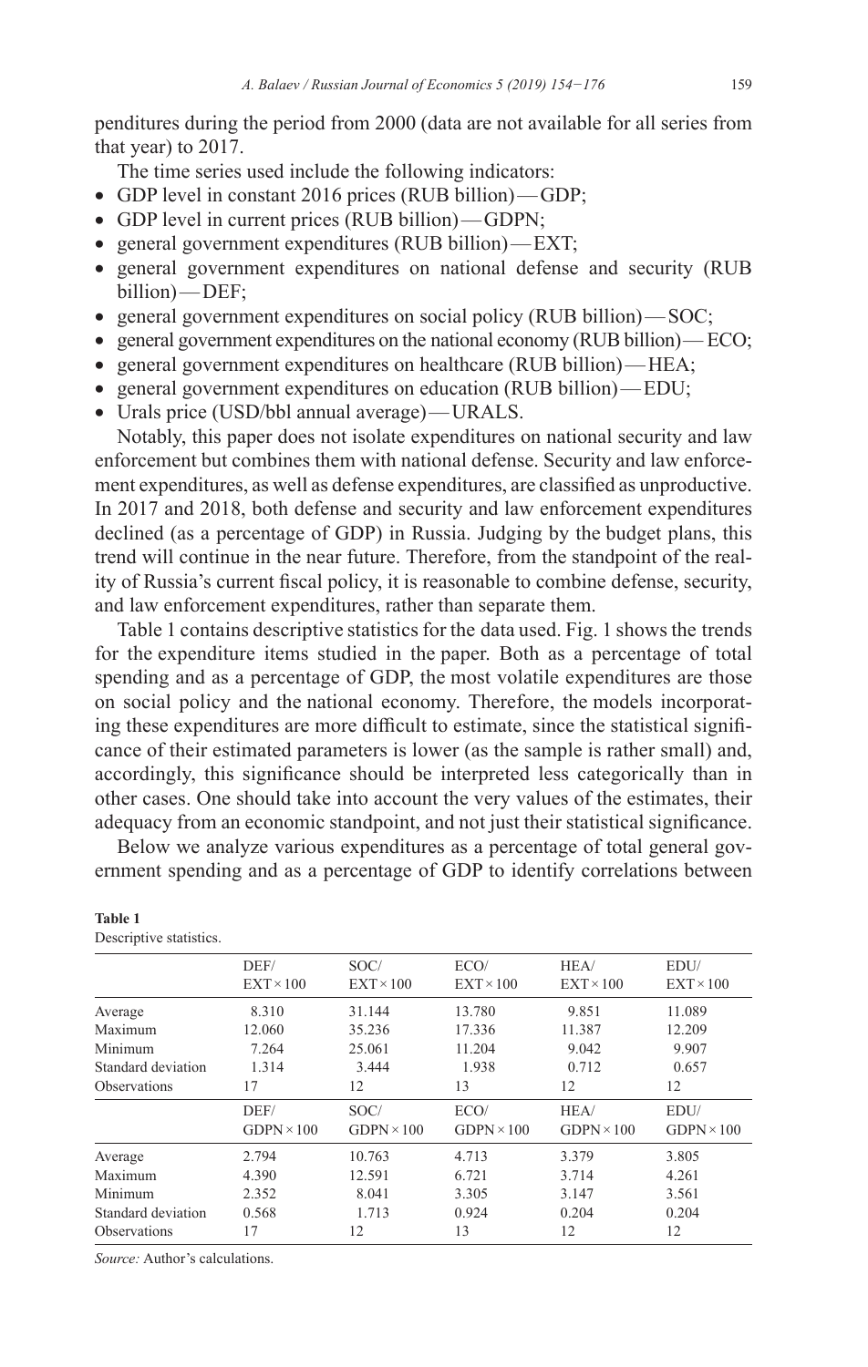penditures during the period from 2000 (data are not available for all series from that year) to 2017.

The time series used include the following indicators:

- GDP level in constant 2016 prices (RUB billion) — GDP;
- GDP level in current prices (RUB billion) — GDPN;
- general government expenditures (RUB billion) — EXT;
- general government expenditures on national defense and security (RUB billion) — DEF;
- general government expenditures on social policy (RUB billion) — SOC;
- general government expenditures on the national economy (RUB billion) — ECO;
- general government expenditures on healthcare (RUB billion) — HEA;
- general government expenditures on education (RUB billion) — EDU;
- Urals price (USD/bbl annual average) — URALS.

Notably, this paper does not isolate expenditures on national security and law enforcement but combines them with national defense. Security and law enforcement expenditures, as well as defense expenditures, are classified as unproductive. In 2017 and 2018, both defense and security and law enforcement expenditures declined (as a percentage of GDP) in Russia. Judging by the budget plans, this trend will continue in the near future. Therefore, from the standpoint of the reality of Russia's current fiscal policy, it is reasonable to combine defense, security, and law enforcement expenditures, rather than separate them.

Table 1 contains descriptive statistics for the data used. Fig. 1 shows the trends for the expenditure items studied in the paper. Both as a percentage of total spending and as a percentage of GDP, the most volatile expenditures are those on social policy and the national economy. Therefore, the models incorporating these expenditures are more difficult to estimate, since the statistical significance of their estimated parameters is lower (as the sample is rather small) and, accordingly, this significance should be interpreted less categorically than in other cases. One should take into account the very values of the estimates, their adequacy from an economic standpoint, and not just their statistical significance.

Below we analyze various expenditures as a percentage of total general government spending and as a percentage of GDP to identify correlations between

**Table 1**
Descriptive statistics.

| | DEF/ EXT × 100 | SOC/ EXT × 100 | ECO/ EXT × 100 | HEA/ EXT × 100 | EDU/ EXT × 100 |
|---|---|---|---|---|---|
| Average | 8.310 | 31.144 | 13.780 | 9.851 | 11.089 |
| Maximum | 12.060 | 35.236 | 17.336 | 11.387 | 12.209 |
| Minimum | 7.264 | 25.061 | 11.204 | 9.042 | 9.907 |
| Standard deviation | 1.314 | 3.444 | 1.938 | 0.712 | 0.657 |
| Observations | 17 | 12 | 13 | 12 | 12 |
| | **DEF/ GDPN × 100** | **SOC/ GDPN × 100** | **ECO/ GDPN × 100** | **HEA/ GDPN × 100** | **EDU/ GDPN × 100** |
| Average | 2.794 | 10.763 | 4.713 | 3.379 | 3.805 |
| Maximum | 4.390 | 12.591 | 6.721 | 3.714 | 4.261 |
| Minimum | 2.352 | 8.041 | 3.305 | 3.147 | 3.561 |
| Standard deviation | 0.568 | 1.713 | 0.924 | 0.204 | 0.204 |
| Observations | 17 | 12 | 13 | 12 | 12 |

*Source:* Author's calculations.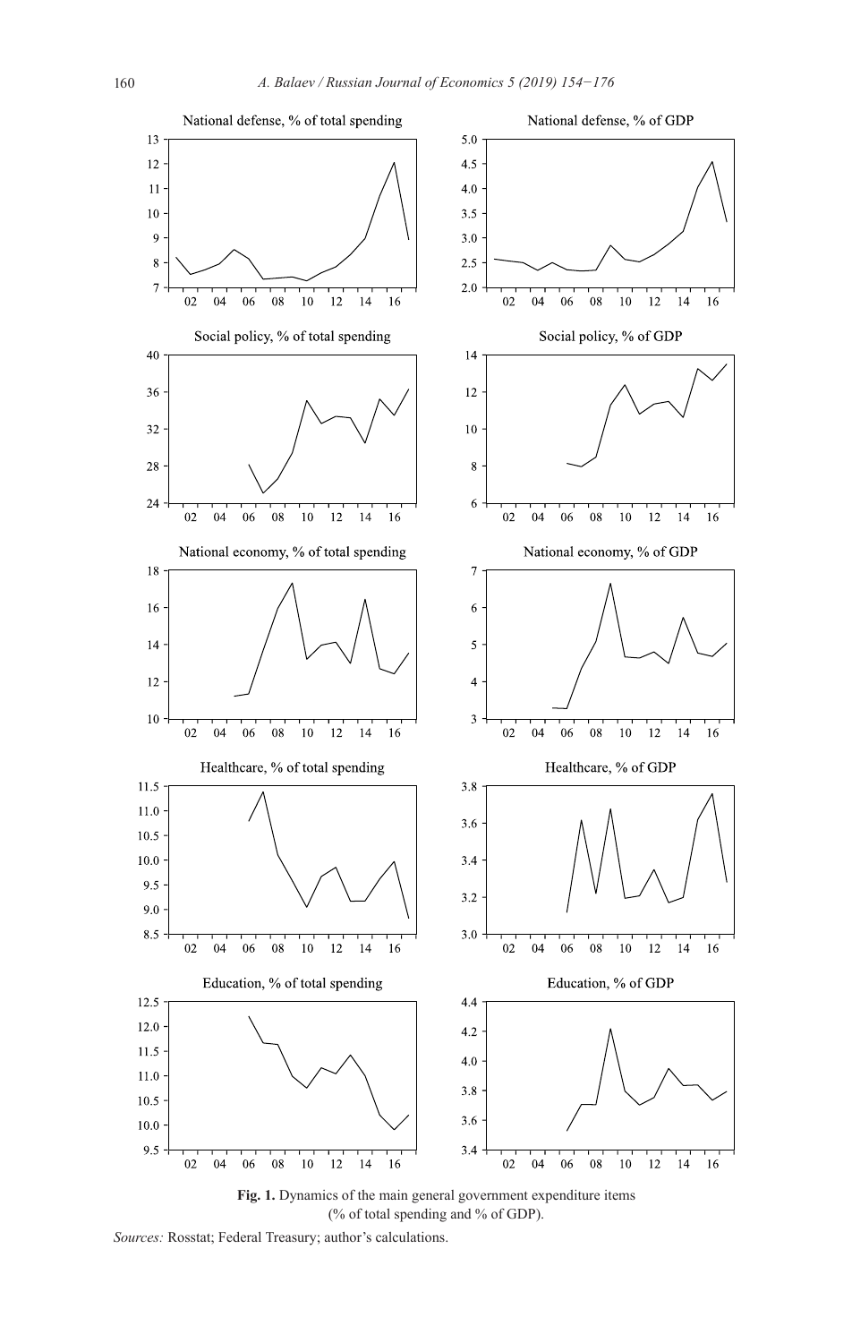**Fig. 1.** Dynamics of the main general government expenditure items (% of total spending and % of GDP).

*Sources:* Rosstat; Federal Treasury; author's calculations.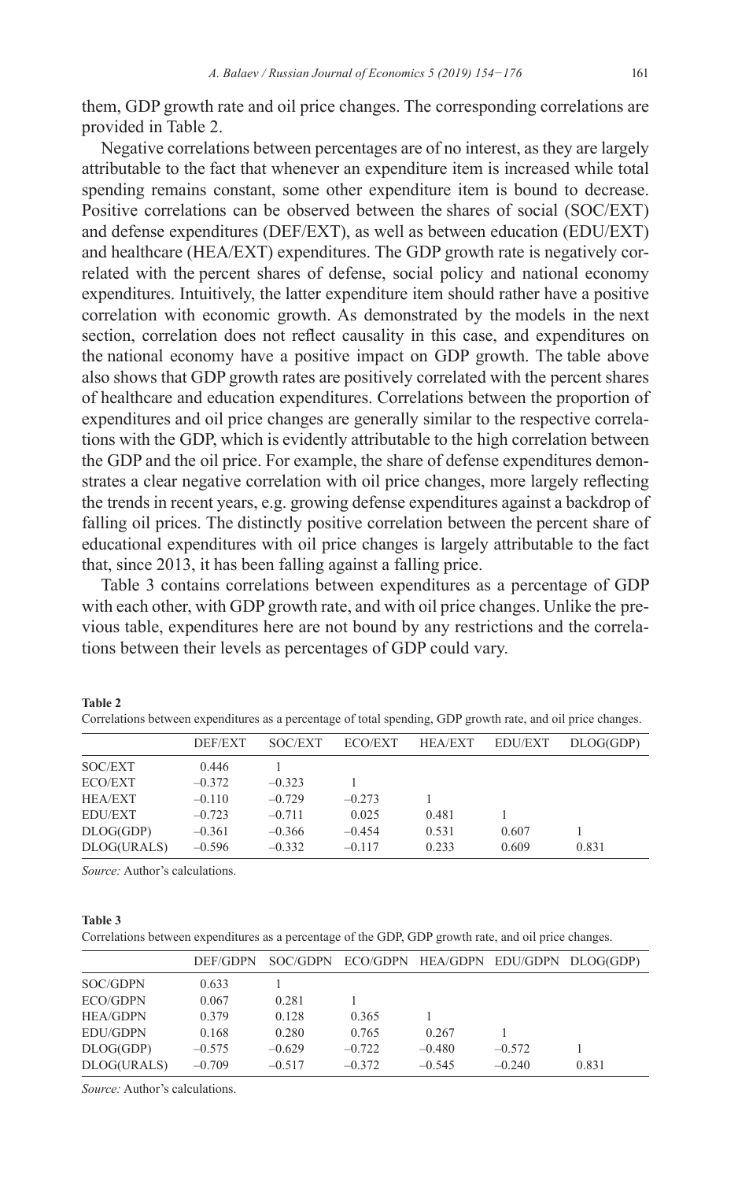them, GDP growth rate and oil price changes. The corresponding correlations are provided in Table 2.

Negative correlations between percentages are of no interest, as they are largely attributable to the fact that whenever an expenditure item is increased while total spending remains constant, some other expenditure item is bound to decrease. Positive correlations can be observed between the shares of social (SOC/EXT) and defense expenditures (DEF/EXT), as well as between education (EDU/EXT) and healthcare (HEA/EXT) expenditures. The GDP growth rate is negatively correlated with the percent shares of defense, social policy and national economy expenditures. Intuitively, the latter expenditure item should rather have a positive correlation with economic growth. As demonstrated by the models in the next section, correlation does not reflect causality in this case, and expenditures on the national economy have a positive impact on GDP growth. The table above also shows that GDP growth rates are positively correlated with the percent shares of healthcare and education expenditures. Correlations between the proportion of expenditures and oil price changes are generally similar to the respective correlations with the GDP, which is evidently attributable to the high correlation between the GDP and the oil price. For example, the share of defense expenditures demonstrates a clear negative correlation with oil price changes, more largely reflecting the trends in recent years, e.g. growing defense expenditures against a backdrop of falling oil prices. The distinctly positive correlation between the percent share of educational expenditures with oil price changes is largely attributable to the fact that, since 2013, it has been falling against a falling price.

Table 3 contains correlations between expenditures as a percentage of GDP with each other, with GDP growth rate, and with oil price changes. Unlike the previous table, expenditures here are not bound by any restrictions and the correlations between their levels as percentages of GDP could vary.

**Table 2**

Correlations between expenditures as a percentage of total spending, GDP growth rate, and oil price changes.

| | DEF/EXT | SOC/EXT | ECO/EXT | HEA/EXT | EDU/EXT | DLOG(GDP) |
|---|---|---|---|---|---|---|
| SOC/EXT | 0.446 | 1 | | | | |
| ECO/EXT | –0.372 | –0.323 | 1 | | | |
| HEA/EXT | –0.110 | –0.729 | –0.273 | 1 | | |
| EDU/EXT | –0.723 | –0.711 | 0.025 | 0.481 | 1 | |
| DLOG(GDP) | –0.361 | –0.366 | –0.454 | 0.531 | 0.607 | 1 |
| DLOG(URALS) | –0.596 | –0.332 | –0.117 | 0.233 | 0.609 | 0.831 |

*Source:* Author's calculations.

**Table 3**

Correlations between expenditures as a percentage of the GDP, GDP growth rate, and oil price changes.

| | DEF/GDPN | SOC/GDPN | ECO/GDPN | HEA/GDPN | EDU/GDPN | DLOG(GDP) |
|---|---|---|---|---|---|---|
| SOC/GDPN | 0.633 | 1 | | | | |
| ECO/GDPN | 0.067 | 0.281 | 1 | | | |
| HEA/GDPN | 0.379 | 0.128 | 0.365 | 1 | | |
| EDU/GDPN | 0.168 | 0.280 | 0.765 | 0.267 | 1 | |
| DLOG(GDP) | –0.575 | –0.629 | –0.722 | –0.480 | –0.572 | 1 |
| DLOG(URALS) | –0.709 | –0.517 | –0.372 | –0.545 | –0.240 | 0.831 |

*Source:* Author's calculations.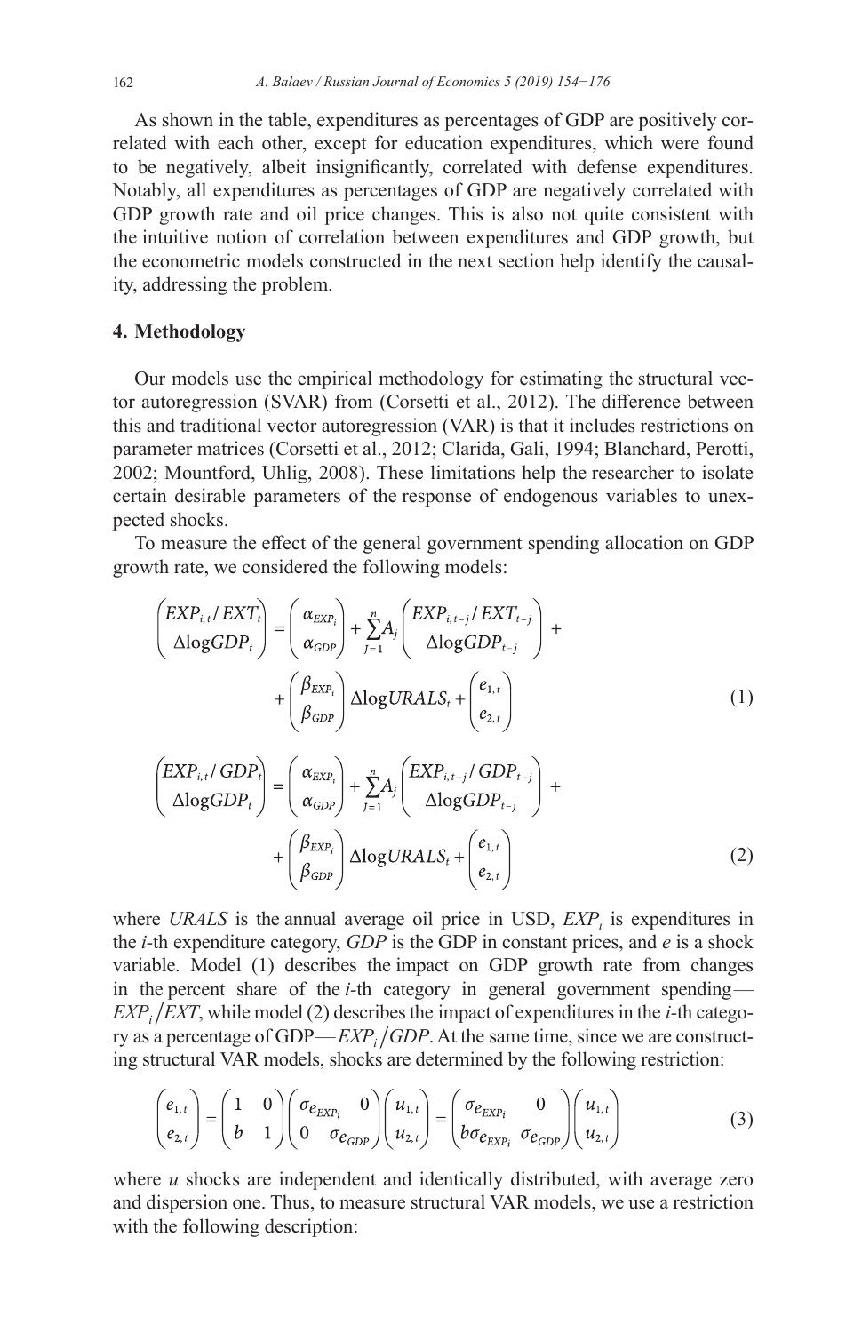As shown in the table, expenditures as percentages of GDP are positively correlated with each other, except for education expenditures, which were found to be negatively, albeit insignificantly, correlated with defense expenditures. Notably, all expenditures as percentages of GDP are negatively correlated with GDP growth rate and oil price changes. This is also not quite consistent with the intuitive notion of correlation between expenditures and GDP growth, but the econometric models constructed in the next section help identify the causality, addressing the problem.

## 4. Methodology

Our models use the empirical methodology for estimating the structural vector autoregression (SVAR) from (Corsetti et al., 2012). The difference between this and traditional vector autoregression (VAR) is that it includes restrictions on parameter matrices (Corsetti et al., 2012; Clarida, Gali, 1994; Blanchard, Perotti, 2002; Mountford, Uhlig, 2008). These limitations help the researcher to isolate certain desirable parameters of the response of endogenous variables to unexpected shocks.

To measure the effect of the general government spending allocation on GDP growth rate, we considered the following models:

$$\begin{pmatrix} EXP_{i,t}/EXT_t \\ \Delta \log GDP_t \end{pmatrix} = \begin{pmatrix} \alpha_{EXP_i} \\ \alpha_{GDP} \end{pmatrix} + \sum_{J=1}^{n} A_j \begin{pmatrix} EXP_{i,t-j}/EXT_{t-j} \\ \Delta \log GDP_{t-j} \end{pmatrix} + \begin{pmatrix} \beta_{EXP_i} \\ \beta_{GDP} \end{pmatrix} \Delta \log URALS_t + \begin{pmatrix} e_{1,t} \\ e_{2,t} \end{pmatrix} \tag{1}$$

$$\begin{pmatrix} EXP_{i,t}/GDP_t \\ \Delta \log GDP_t \end{pmatrix} = \begin{pmatrix} \alpha_{EXP_i} \\ \alpha_{GDP} \end{pmatrix} + \sum_{J=1}^{n} A_j \begin{pmatrix} EXP_{i,t-j}/GDP_{t-j} \\ \Delta \log GDP_{t-j} \end{pmatrix} + \begin{pmatrix} \beta_{EXP_i} \\ \beta_{GDP} \end{pmatrix} \Delta \log URALS_t + \begin{pmatrix} e_{1,t} \\ e_{2,t} \end{pmatrix} \tag{2}$$

where *URALS* is the annual average oil price in USD, $EXP_i$ is expenditures in the *i*-th expenditure category, *GDP* is the GDP in constant prices, and *e* is a shock variable. Model (1) describes the impact on GDP growth rate from changes in the percent share of the *i*-th category in general government spending — $EXP_i/EXT$, while model (2) describes the impact of expenditures in the *i*-th category as a percentage of GDP — $EXP_i/GDP$. At the same time, since we are constructing structural VAR models, shocks are determined by the following restriction:

$$\begin{pmatrix} e_{1,t} \\ e_{2,t} \end{pmatrix} = \begin{pmatrix} 1 & 0 \\ b & 1 \end{pmatrix} \begin{pmatrix} \sigma_{e_{EXP_i}} & 0 \\ 0 & \sigma_{e_{GDP}} \end{pmatrix} \begin{pmatrix} u_{1,t} \\ u_{2,t} \end{pmatrix} = \begin{pmatrix} \sigma_{e_{EXP_i}} & 0 \\ b\sigma_{e_{EXP_i}} & \sigma_{e_{GDP}} \end{pmatrix} \begin{pmatrix} u_{1,t} \\ u_{2,t} \end{pmatrix} \tag{3}$$

where *u* shocks are independent and identically distributed, with average zero and dispersion one. Thus, to measure structural VAR models, we use a restriction with the following description: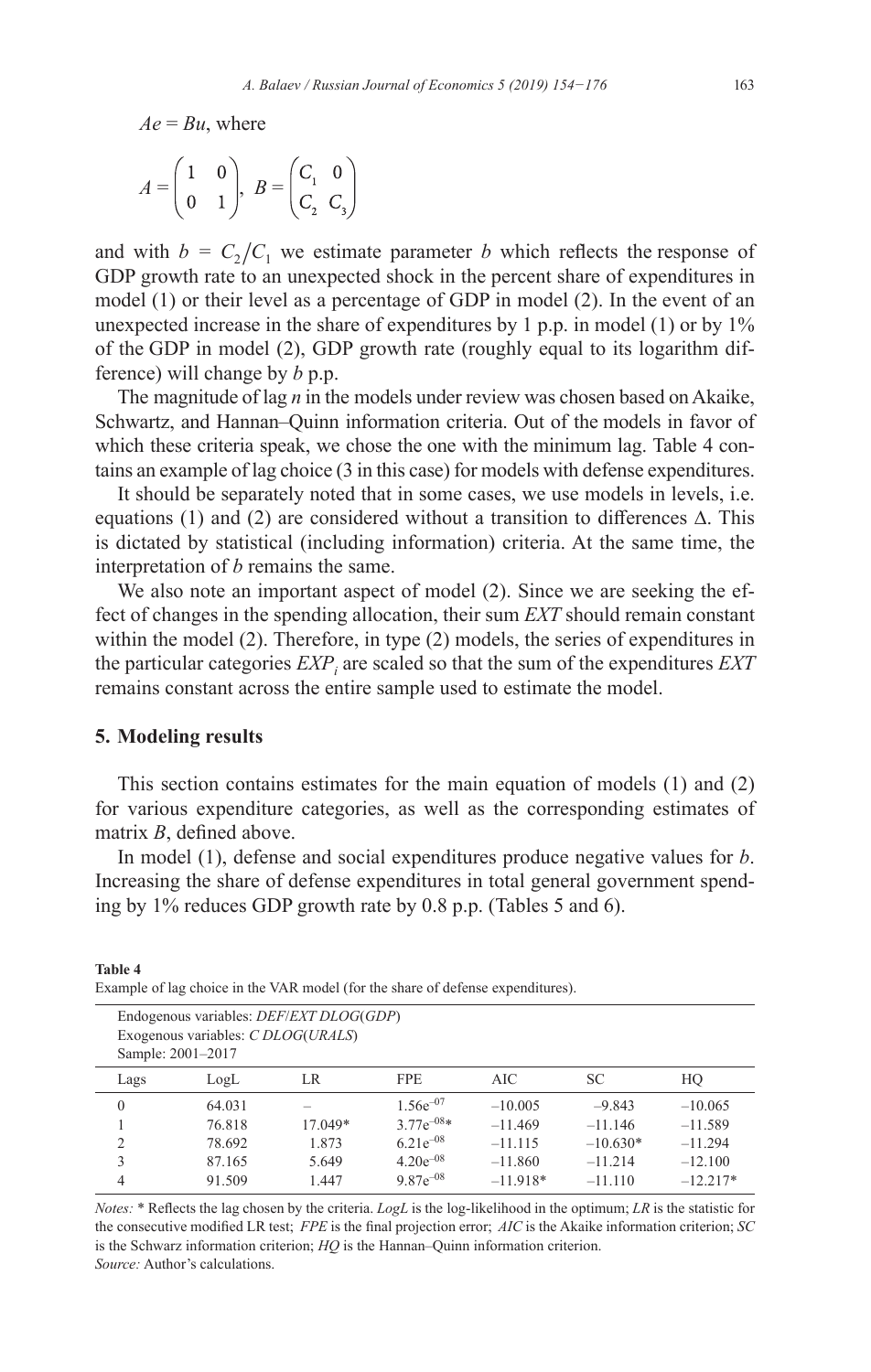$Ae = Bu$, where

$$A = \begin{pmatrix} 1 & 0 \\ 0 & 1 \end{pmatrix}, \; B = \begin{pmatrix} C_1 & 0 \\ C_2 & C_3 \end{pmatrix}$$

and with $b = C_2/C_1$ we estimate parameter $b$ which reflects the response of GDP growth rate to an unexpected shock in the percent share of expenditures in model (1) or their level as a percentage of GDP in model (2). In the event of an unexpected increase in the share of expenditures by 1 p.p. in model (1) or by 1% of the GDP in model (2), GDP growth rate (roughly equal to its logarithm difference) will change by $b$ p.p.

The magnitude of lag $n$ in the models under review was chosen based on Akaike, Schwartz, and Hannan–Quinn information criteria. Out of the models in favor of which these criteria speak, we chose the one with the minimum lag. Table 4 contains an example of lag choice (3 in this case) for models with defense expenditures.

It should be separately noted that in some cases, we use models in levels, i.e. equations (1) and (2) are considered without a transition to differences $\Delta$. This is dictated by statistical (including information) criteria. At the same time, the interpretation of $b$ remains the same.

We also note an important aspect of model (2). Since we are seeking the effect of changes in the spending allocation, their sum *EXT* should remain constant within the model (2). Therefore, in type (2) models, the series of expenditures in the particular categories $EXP_i$ are scaled so that the sum of the expenditures *EXT* remains constant across the entire sample used to estimate the model.

## 5. Modeling results

This section contains estimates for the main equation of models (1) and (2) for various expenditure categories, as well as the corresponding estimates of matrix $B$, defined above.

In model (1), defense and social expenditures produce negative values for $b$. Increasing the share of defense expenditures in total general government spending by 1% reduces GDP growth rate by 0.8 p.p. (Tables 5 and 6).

**Table 4**
Example of lag choice in the VAR model (for the share of defense expenditures).

Endogenous variables: *DEF/EXT DLOG(GDP)*
Exogenous variables: *C DLOG(URALS)*
Sample: 2001–2017

| Lags | LogL | LR | FPE | AIC | SC | HQ |
|---|---|---|---|---|---|---|
| 0 | 64.031 | – | $1.56e^{-07}$ | –10.005 | –9.843 | –10.065 |
| 1 | 76.818 | 17.049* | $3.77e^{-08}$* | –11.469 | –11.146 | –11.589 |
| 2 | 78.692 | 1.873 | $6.21e^{-08}$ | –11.115 | –10.630* | –11.294 |
| 3 | 87.165 | 5.649 | $4.20e^{-08}$ | –11.860 | –11.214 | –12.100 |
| 4 | 91.509 | 1.447 | $9.87e^{-08}$ | –11.918* | –11.110 | –12.217* |

*Notes:* * Reflects the lag chosen by the criteria. *LogL* is the log-likelihood in the optimum; *LR* is the statistic for the consecutive modified LR test; *FPE* is the final projection error; *AIC* is the Akaike information criterion; *SC* is the Schwarz information criterion; *HQ* is the Hannan–Quinn information criterion.
*Source:* Author's calculations.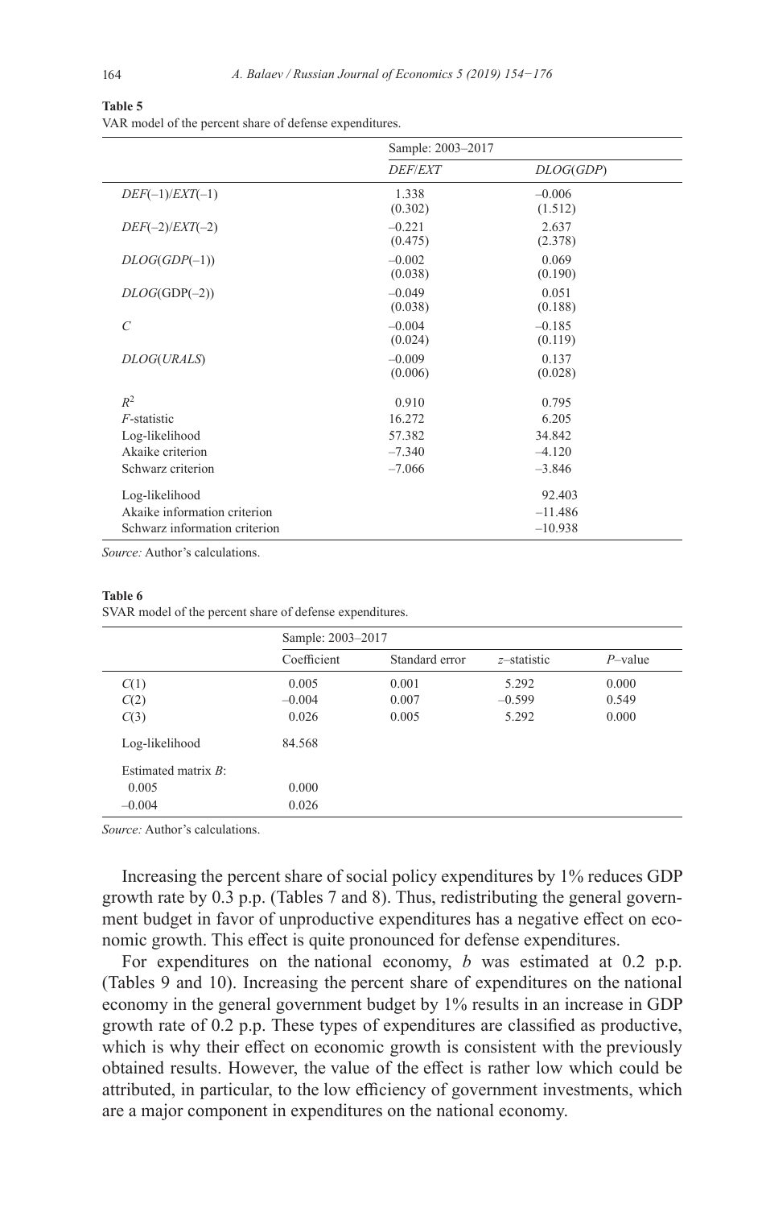**Table 5**
VAR model of the percent share of defense expenditures.

| | Sample: 2003–2017 | |
|---|---|---|
| | *DEF*/*EXT* | *DLOG*(*GDP*) |
| *DEF*(–1)/*EXT*(–1) | 1.338<br>(0.302) | –0.006<br>(1.512) |
| *DEF*(–2)/*EXT*(–2) | –0.221<br>(0.475) | 2.637<br>(2.378) |
| *DLOG*(*GDP*(–1)) | –0.002<br>(0.038) | 0.069<br>(0.190) |
| *DLOG*(GDP(–2)) | –0.049<br>(0.038) | 0.051<br>(0.188) |
| *C* | –0.004<br>(0.024) | –0.185<br>(0.119) |
| *DLOG*(*URALS*) | –0.009<br>(0.006) | 0.137<br>(0.028) |
| $R^2$ | 0.910 | 0.795 |
| *F*-statistic | 16.272 | 6.205 |
| Log-likelihood | 57.382 | 34.842 |
| Akaike criterion | –7.340 | –4.120 |
| Schwarz criterion | –7.066 | –3.846 |
| Log-likelihood | | 92.403 |
| Akaike information criterion | | –11.486 |
| Schwarz information criterion | | –10.938 |

*Source:* Author's calculations.

**Table 6**
SVAR model of the percent share of defense expenditures.

| | Sample: 2003–2017 | | | |
|---|---|---|---|---|
| | Coefficient | Standard error | *z*–statistic | *P*–value |
| *C*(1) | 0.005 | 0.001 | 5.292 | 0.000 |
| *C*(2) | –0.004 | 0.007 | –0.599 | 0.549 |
| *C*(3) | 0.026 | 0.005 | 5.292 | 0.000 |
| Log-likelihood | 84.568 | | | |
| Estimated matrix *B*: | | | | |
| 0.005 | 0.000 | | | |
| –0.004 | 0.026 | | | |

*Source:* Author's calculations.

Increasing the percent share of social policy expenditures by 1% reduces GDP growth rate by 0.3 p.p. (Tables 7 and 8). Thus, redistributing the general government budget in favor of unproductive expenditures has a negative effect on economic growth. This effect is quite pronounced for defense expenditures.

For expenditures on the national economy, *b* was estimated at 0.2 p.p. (Tables 9 and 10). Increasing the percent share of expenditures on the national economy in the general government budget by 1% results in an increase in GDP growth rate of 0.2 p.p. These types of expenditures are classified as productive, which is why their effect on economic growth is consistent with the previously obtained results. However, the value of the effect is rather low which could be attributed, in particular, to the low efficiency of government investments, which are a major component in expenditures on the national economy.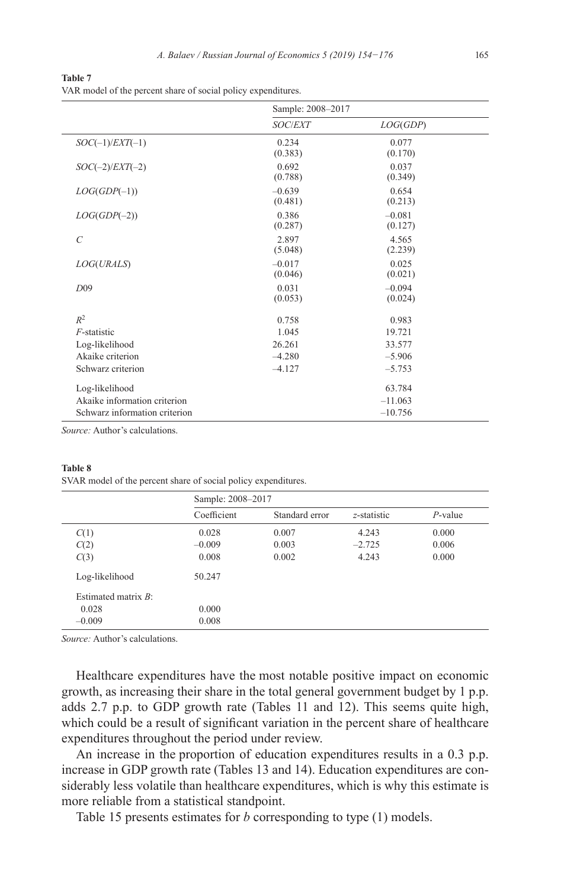**Table 7**
VAR model of the percent share of social policy expenditures.

| | Sample: 2008–2017 | |
|---|---|---|
| | *SOC/EXT* | *LOG(GDP)* |
| *SOC(–1)/EXT(–1)* | 0.234<br>(0.383) | 0.077<br>(0.170) |
| *SOC(–2)/EXT(–2)* | 0.692<br>(0.788) | 0.037<br>(0.349) |
| *LOG(GDP(–1))* | –0.639<br>(0.481) | 0.654<br>(0.213) |
| *LOG(GDP(–2))* | 0.386<br>(0.287) | –0.081<br>(0.127) |
| *C* | 2.897<br>(5.048) | 4.565<br>(2.239) |
| *LOG(URALS)* | –0.017<br>(0.046) | 0.025<br>(0.021) |
| *D*09 | 0.031<br>(0.053) | –0.094<br>(0.024) |
| $R^2$ | 0.758 | 0.983 |
| *F*-statistic | 1.045 | 19.721 |
| Log-likelihood | 26.261 | 33.577 |
| Akaike criterion | –4.280 | –5.906 |
| Schwarz criterion | –4.127 | –5.753 |
| Log-likelihood | | 63.784 |
| Akaike information criterion | | –11.063 |
| Schwarz information criterion | | –10.756 |

*Source:* Author's calculations.

**Table 8**
SVAR model of the percent share of social policy expenditures.

| | Sample: 2008–2017 | | | |
|---|---|---|---|---|
| | Coefficient | Standard error | *z*-statistic | *P*-value |
| *C*(1) | 0.028 | 0.007 | 4.243 | 0.000 |
| *C*(2) | –0.009 | 0.003 | –2.725 | 0.006 |
| *C*(3) | 0.008 | 0.002 | 4.243 | 0.000 |
| Log-likelihood | 50.247 | | | |
| Estimated matrix *B*: | | | | |
| 0.028 | 0.000 | | | |
| –0.009 | 0.008 | | | |

*Source:* Author's calculations.

Healthcare expenditures have the most notable positive impact on economic growth, as increasing their share in the total general government budget by 1 p.p. adds 2.7 p.p. to GDP growth rate (Tables 11 and 12). This seems quite high, which could be a result of significant variation in the percent share of healthcare expenditures throughout the period under review.

An increase in the proportion of education expenditures results in a 0.3 p.p. increase in GDP growth rate (Tables 13 and 14). Education expenditures are considerably less volatile than healthcare expenditures, which is why this estimate is more reliable from a statistical standpoint.

Table 15 presents estimates for *b* corresponding to type (1) models.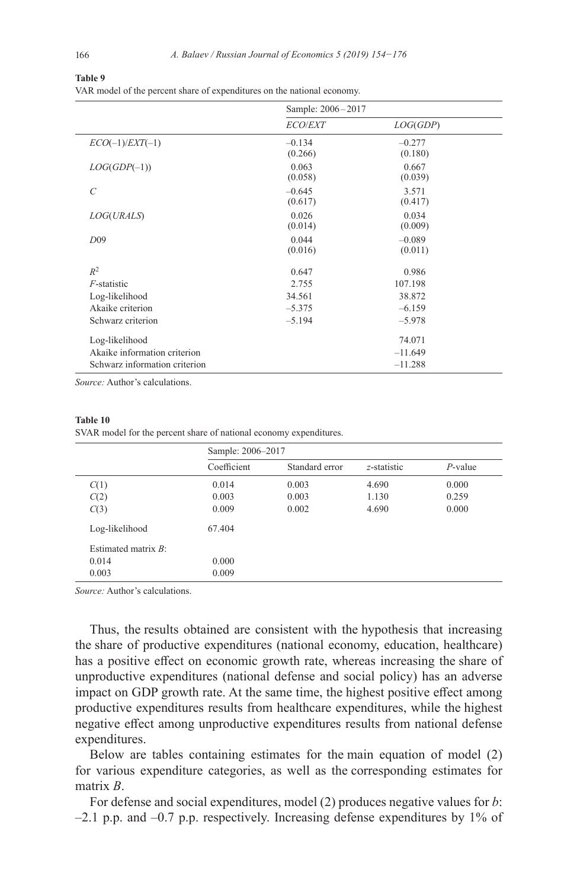**Table 9**

VAR model of the percent share of expenditures on the national economy.

| | Sample: 2006–2017 | |
|---|---|---|
| | *ECO*/*EXT* | *LOG*(*GDP*) |
| *ECO*(–1)/*EXT*(–1) | –0.134<br>(0.266) | –0.277<br>(0.180) |
| *LOG*(*GDP*(–1)) | 0.063<br>(0.058) | 0.667<br>(0.039) |
| *C* | –0.645<br>(0.617) | 3.571<br>(0.417) |
| *LOG*(*URALS*) | 0.026<br>(0.014) | 0.034<br>(0.009) |
| *D*09 | 0.044<br>(0.016) | –0.089<br>(0.011) |
| $R^2$ | 0.647 | 0.986 |
| *F*-statistic | 2.755 | 107.198 |
| Log-likelihood | 34.561 | 38.872 |
| Akaike criterion | –5.375 | –6.159 |
| Schwarz criterion | –5.194 | –5.978 |
| Log-likelihood | | 74.071 |
| Akaike information criterion | | –11.649 |
| Schwarz information criterion | | –11.288 |

*Source:* Author's calculations.

**Table 10**

SVAR model for the percent share of national economy expenditures.

| | Sample: 2006–2017 | | | |
|---|---|---|---|---|
| | Coefficient | Standard error | *z*-statistic | *P*-value |
| *C*(1) | 0.014 | 0.003 | 4.690 | 0.000 |
| *C*(2) | 0.003 | 0.003 | 1.130 | 0.259 |
| *C*(3) | 0.009 | 0.002 | 4.690 | 0.000 |
| Log-likelihood | 67.404 | | | |
| Estimated matrix *B*: | | | | |
| 0.014 | 0.000 | | | |
| 0.003 | 0.009 | | | |

*Source:* Author's calculations.

Thus, the results obtained are consistent with the hypothesis that increasing the share of productive expenditures (national economy, education, healthcare) has a positive effect on economic growth rate, whereas increasing the share of unproductive expenditures (national defense and social policy) has an adverse impact on GDP growth rate. At the same time, the highest positive effect among productive expenditures results from healthcare expenditures, while the highest negative effect among unproductive expenditures results from national defense expenditures.

Below are tables containing estimates for the main equation of model (2) for various expenditure categories, as well as the corresponding estimates for matrix *B*.

For defense and social expenditures, model (2) produces negative values for *b*: –2.1 p.p. and –0.7 p.p. respectively. Increasing defense expenditures by 1% of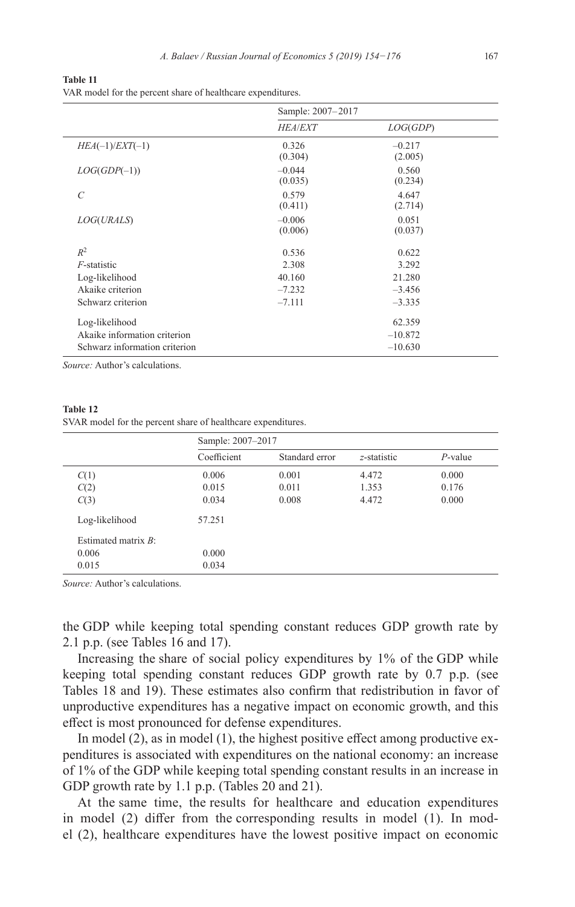**Table 11**
VAR model for the percent share of healthcare expenditures.

| | Sample: 2007–2017 | |
|---|---|---|
| | *HEA/EXT* | *LOG(GDP)* |
| *HEA(–1)/EXT(–1)* | 0.326<br>(0.304) | –0.217<br>(2.005) |
| *LOG(GDP(–1))* | –0.044<br>(0.035) | 0.560<br>(0.234) |
| *C* | 0.579<br>(0.411) | 4.647<br>(2.714) |
| *LOG(URALS)* | –0.006<br>(0.006) | 0.051<br>(0.037) |
| $R^2$ | 0.536 | 0.622 |
| *F*-statistic | 2.308 | 3.292 |
| Log-likelihood | 40.160 | 21.280 |
| Akaike criterion | –7.232 | –3.456 |
| Schwarz criterion | –7.111 | –3.335 |
| Log-likelihood | | 62.359 |
| Akaike information criterion | | –10.872 |
| Schwarz information criterion | | –10.630 |

*Source:* Author's calculations.

**Table 12**
SVAR model for the percent share of healthcare expenditures.

| | Sample: 2007–2017 | | | |
|---|---|---|---|---|
| | Coefficient | Standard error | *z*-statistic | *P*-value |
| *C*(1) | 0.006 | 0.001 | 4.472 | 0.000 |
| *C*(2) | 0.015 | 0.011 | 1.353 | 0.176 |
| *C*(3) | 0.034 | 0.008 | 4.472 | 0.000 |
| Log-likelihood | 57.251 | | | |
| Estimated matrix *B*: | | | | |
| 0.006 | 0.000 | | | |
| 0.015 | 0.034 | | | |

*Source:* Author's calculations.

the GDP while keeping total spending constant reduces GDP growth rate by 2.1 p.p. (see Tables 16 and 17).

Increasing the share of social policy expenditures by 1% of the GDP while keeping total spending constant reduces GDP growth rate by 0.7 p.p. (see Tables 18 and 19). These estimates also confirm that redistribution in favor of unproductive expenditures has a negative impact on economic growth, and this effect is most pronounced for defense expenditures.

In model (2), as in model (1), the highest positive effect among productive expenditures is associated with expenditures on the national economy: an increase of 1% of the GDP while keeping total spending constant results in an increase in GDP growth rate by 1.1 p.p. (Tables 20 and 21).

At the same time, the results for healthcare and education expenditures in model (2) differ from the corresponding results in model (1). In model (2), healthcare expenditures have the lowest positive impact on economic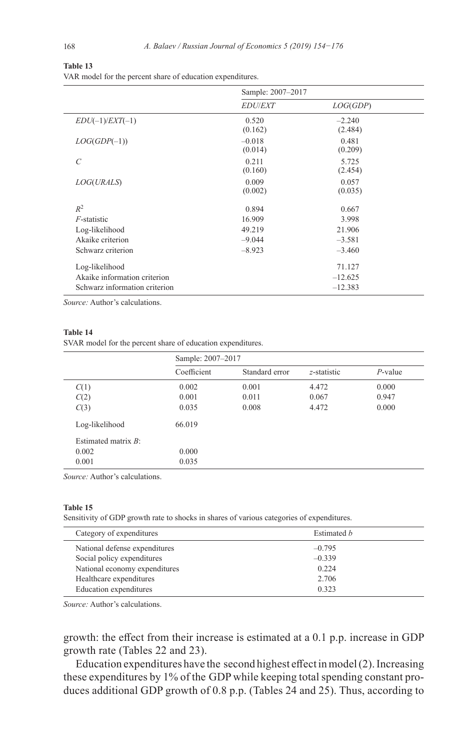**Table 13**

VAR model for the percent share of education expenditures.

| | Sample: 2007–2017 | |
|---|---|---|
| | *EDU/EXT* | *LOG*(*GDP*) |
| *EDU*(–1)/*EXT*(–1) | 0.520<br>(0.162) | –2.240<br>(2.484) |
| *LOG*(*GDP*(–1)) | –0.018<br>(0.014) | 0.481<br>(0.209) |
| *C* | 0.211<br>(0.160) | 5.725<br>(2.454) |
| *LOG*(*URALS*) | 0.009<br>(0.002) | 0.057<br>(0.035) |
| $R^2$ | 0.894 | 0.667 |
| *F*-statistic | 16.909 | 3.998 |
| Log-likelihood | 49.219 | 21.906 |
| Akaike criterion | –9.044 | –3.581 |
| Schwarz criterion | –8.923 | –3.460 |
| Log-likelihood | | 71.127 |
| Akaike information criterion | | –12.625 |
| Schwarz information criterion | | –12.383 |

*Source:* Author's calculations.

**Table 14**

SVAR model for the percent share of education expenditures.

| | Sample: 2007–2017 | | | |
|---|---|---|---|---|
| | Coefficient | Standard error | *z*-statistic | *P*-value |
| *C*(1) | 0.002 | 0.001 | 4.472 | 0.000 |
| *C*(2) | 0.001 | 0.011 | 0.067 | 0.947 |
| *C*(3) | 0.035 | 0.008 | 4.472 | 0.000 |
| Log-likelihood | 66.019 | | | |
| Estimated matrix *B*: | | | | |
| 0.002 | 0.000 | | | |
| 0.001 | 0.035 | | | |

*Source:* Author's calculations.

**Table 15**

Sensitivity of GDP growth rate to shocks in shares of various categories of expenditures.

| Category of expenditures | Estimated *b* |
|---|---|
| National defense expenditures | –0.795 |
| Social policy expenditures | –0.339 |
| National economy expenditures | 0.224 |
| Healthcare expenditures | 2.706 |
| Education expenditures | 0.323 |

*Source:* Author's calculations.

growth: the effect from their increase is estimated at a 0.1 p.p. increase in GDP growth rate (Tables 22 and 23).

Education expenditures have the second highest effect in model (2). Increasing these expenditures by 1% of the GDP while keeping total spending constant produces additional GDP growth of 0.8 p.p. (Tables 24 and 25). Thus, according to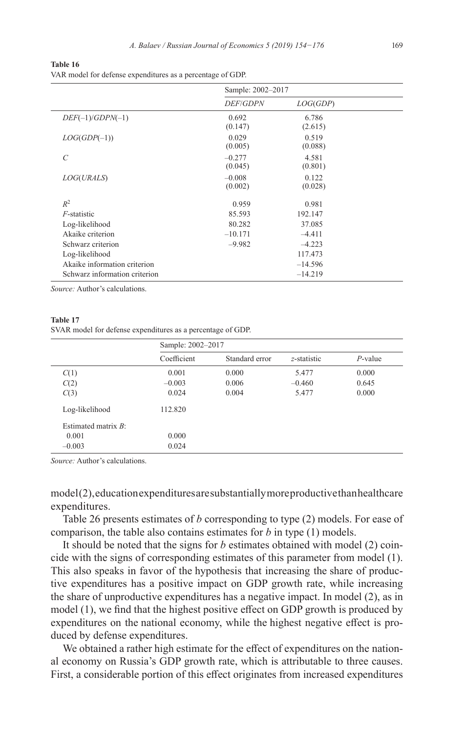**Table 16**
VAR model for defense expenditures as a percentage of GDP.

| | Sample: 2002–2017 | |
|---|---|---|
| | *DEF/GDPN* | *LOG(GDP)* |
| *DEF(–1)/GDPN(–1)* | 0.692<br>(0.147) | 6.786<br>(2.615) |
| *LOG(GDP(–1))* | 0.029<br>(0.005) | 0.519<br>(0.088) |
| *C* | –0.277<br>(0.045) | 4.581<br>(0.801) |
| *LOG(URALS)* | –0.008<br>(0.002) | 0.122<br>(0.028) |
| $R^2$ | 0.959 | 0.981 |
| *F*-statistic | 85.593 | 192.147 |
| Log-likelihood | 80.282 | 37.085 |
| Akaike criterion | –10.171 | –4.411 |
| Schwarz criterion | –9.982 | –4.223 |
| Log-likelihood | | 117.473 |
| Akaike information criterion | | –14.596 |
| Schwarz information criterion | | –14.219 |

*Source:* Author's calculations.

**Table 17**
SVAR model for defense expenditures as a percentage of GDP.

| | Sample: 2002–2017 | | | |
|---|---|---|---|---|
| | Coefficient | Standard error | *z*-statistic | *P*-value |
| *C*(1) | 0.001 | 0.000 | 5.477 | 0.000 |
| *C*(2) | –0.003 | 0.006 | –0.460 | 0.645 |
| *C*(3) | 0.024 | 0.004 | 5.477 | 0.000 |
| Log-likelihood | 112.820 | | | |
| Estimated matrix *B*: | | | | |
| 0.001 | 0.000 | | | |
| –0.003 | 0.024 | | | |

*Source:* Author's calculations.

model (2), education expenditures are substantially more productive than healthcare expenditures.

Table 26 presents estimates of *b* corresponding to type (2) models. For ease of comparison, the table also contains estimates for *b* in type (1) models.

It should be noted that the signs for *b* estimates obtained with model (2) coincide with the signs of corresponding estimates of this parameter from model (1). This also speaks in favor of the hypothesis that increasing the share of productive expenditures has a positive impact on GDP growth rate, while increasing the share of unproductive expenditures has a negative impact. In model (2), as in model (1), we find that the highest positive effect on GDP growth is produced by expenditures on the national economy, while the highest negative effect is produced by defense expenditures.

We obtained a rather high estimate for the effect of expenditures on the national economy on Russia's GDP growth rate, which is attributable to three causes. First, a considerable portion of this effect originates from increased expenditures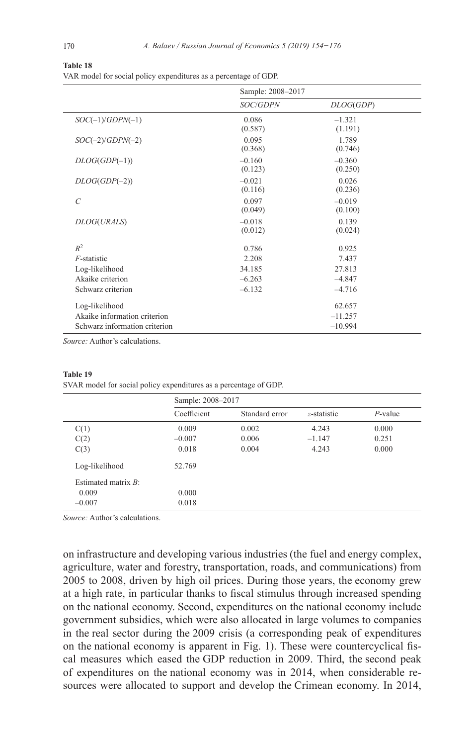**Table 18**

VAR model for social policy expenditures as a percentage of GDP.

| | Sample: 2008–2017 | |
|---|---|---|
| | *SOC/GDPN* | *DLOG(GDP)* |
| *SOC(–1)/GDPN(–1)* | 0.086<br>(0.587) | –1.321<br>(1.191) |
| *SOC(–2)/GDPN(–2)* | 0.095<br>(0.368) | 1.789<br>(0.746) |
| *DLOG(GDP(–1))* | –0.160<br>(0.123) | –0.360<br>(0.250) |
| *DLOG(GDP(–2))* | –0.021<br>(0.116) | 0.026<br>(0.236) |
| *C* | 0.097<br>(0.049) | –0.019<br>(0.100) |
| *DLOG(URALS)* | –0.018<br>(0.012) | 0.139<br>(0.024) |
| $R^2$ | 0.786 | 0.925 |
| *F*-statistic | 2.208 | 7.437 |
| Log-likelihood | 34.185 | 27.813 |
| Akaike criterion | –6.263 | –4.847 |
| Schwarz criterion | –6.132 | –4.716 |
| Log-likelihood | | 62.657 |
| Akaike information criterion | | –11.257 |
| Schwarz information criterion | | –10.994 |

*Source:* Author's calculations.

**Table 19**

SVAR model for social policy expenditures as a percentage of GDP.

| | Sample: 2008–2017 | | | |
|---|---|---|---|---|
| | Coefficient | Standard error | *z*-statistic | *P*-value |
| C(1) | 0.009 | 0.002 | 4.243 | 0.000 |
| C(2) | –0.007 | 0.006 | –1.147 | 0.251 |
| C(3) | 0.018 | 0.004 | 4.243 | 0.000 |
| Log-likelihood | 52.769 | | | |
| Estimated matrix *B*: | | | | |
| 0.009 | 0.000 | | | |
| –0.007 | 0.018 | | | |

*Source:* Author's calculations.

on infrastructure and developing various industries (the fuel and energy complex, agriculture, water and forestry, transportation, roads, and communications) from 2005 to 2008, driven by high oil prices. During those years, the economy grew at a high rate, in particular thanks to fiscal stimulus through increased spending on the national economy. Second, expenditures on the national economy include government subsidies, which were also allocated in large volumes to companies in the real sector during the 2009 crisis (a corresponding peak of expenditures on the national economy is apparent in Fig. 1). These were countercyclical fiscal measures which eased the GDP reduction in 2009. Third, the second peak of expenditures on the national economy was in 2014, when considerable resources were allocated to support and develop the Crimean economy. In 2014,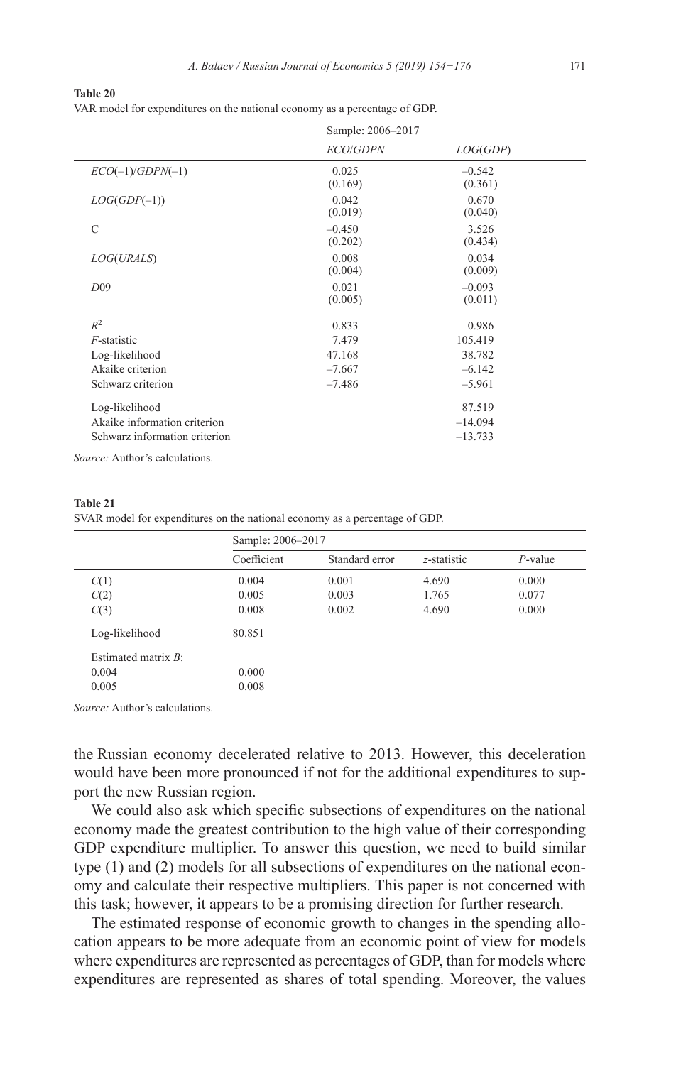**Table 20**
VAR model for expenditures on the national economy as a percentage of GDP.

| | Sample: 2006–2017 | |
|---|---|---|
| | *ECO*/*GDPN* | *LOG*(*GDP*) |
| *ECO*(–1)/*GDPN*(–1) | 0.025<br>(0.169) | –0.542<br>(0.361) |
| *LOG*(*GDP*(–1)) | 0.042<br>(0.019) | 0.670<br>(0.040) |
| C | –0.450<br>(0.202) | 3.526<br>(0.434) |
| *LOG*(*URALS*) | 0.008<br>(0.004) | 0.034<br>(0.009) |
| *D*09 | 0.021<br>(0.005) | –0.093<br>(0.011) |
| $R^2$ | 0.833 | 0.986 |
| *F*-statistic | 7.479 | 105.419 |
| Log-likelihood | 47.168 | 38.782 |
| Akaike criterion | –7.667 | –6.142 |
| Schwarz criterion | –7.486 | –5.961 |
| Log-likelihood | | 87.519 |
| Akaike information criterion | | –14.094 |
| Schwarz information criterion | | –13.733 |

*Source:* Author's calculations.

**Table 21**
SVAR model for expenditures on the national economy as a percentage of GDP.

| | Sample: 2006–2017 | | | |
|---|---|---|---|---|
| | Coefficient | Standard error | *z*-statistic | *P*-value |
| *C*(1) | 0.004 | 0.001 | 4.690 | 0.000 |
| *C*(2) | 0.005 | 0.003 | 1.765 | 0.077 |
| *C*(3) | 0.008 | 0.002 | 4.690 | 0.000 |
| Log-likelihood | 80.851 | | | |
| Estimated matrix *B*: | | | | |
| 0.004 | 0.000 | | | |
| 0.005 | 0.008 | | | |

*Source:* Author's calculations.

the Russian economy decelerated relative to 2013. However, this deceleration would have been more pronounced if not for the additional expenditures to support the new Russian region.

We could also ask which specific subsections of expenditures on the national economy made the greatest contribution to the high value of their corresponding GDP expenditure multiplier. To answer this question, we need to build similar type (1) and (2) models for all subsections of expenditures on the national economy and calculate their respective multipliers. This paper is not concerned with this task; however, it appears to be a promising direction for further research.

The estimated response of economic growth to changes in the spending allocation appears to be more adequate from an economic point of view for models where expenditures are represented as percentages of GDP, than for models where expenditures are represented as shares of total spending. Moreover, the values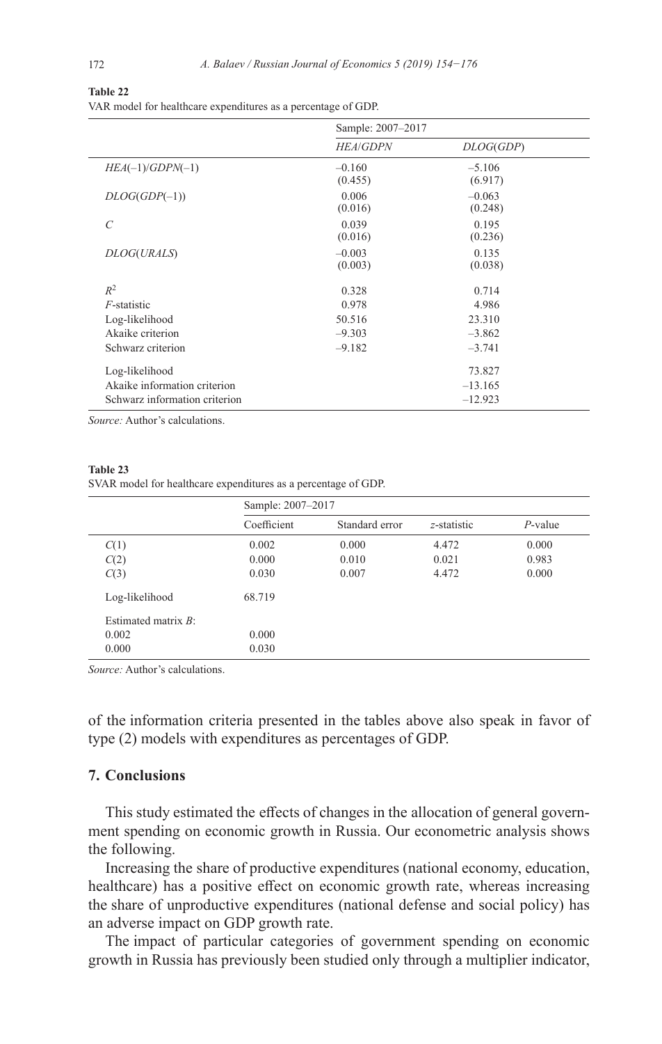**Table 22**
VAR model for healthcare expenditures as a percentage of GDP.

| | Sample: 2007–2017 | |
|---|---|---|
| | *HEA*/*GDPN* | *DLOG*(*GDP*) |
| *HEA*(–1)/*GDPN*(–1) | –0.160<br>(0.455) | –5.106<br>(6.917) |
| *DLOG*(*GDP*(–1)) | 0.006<br>(0.016) | –0.063<br>(0.248) |
| *C* | 0.039<br>(0.016) | 0.195<br>(0.236) |
| *DLOG*(*URALS*) | –0.003<br>(0.003) | 0.135<br>(0.038) |
| $R^2$ | 0.328 | 0.714 |
| *F*-statistic | 0.978 | 4.986 |
| Log-likelihood | 50.516 | 23.310 |
| Akaike criterion | –9.303 | –3.862 |
| Schwarz criterion | –9.182 | –3.741 |
| Log-likelihood | | 73.827 |
| Akaike information criterion | | –13.165 |
| Schwarz information criterion | | –12.923 |

*Source:* Author's calculations.

**Table 23**
SVAR model for healthcare expenditures as a percentage of GDP.

| | Sample: 2007–2017 | | | |
|---|---|---|---|---|
| | Coefficient | Standard error | *z*-statistic | *P*-value |
| *C*(1) | 0.002 | 0.000 | 4.472 | 0.000 |
| *C*(2) | 0.000 | 0.010 | 0.021 | 0.983 |
| *C*(3) | 0.030 | 0.007 | 4.472 | 0.000 |
| Log-likelihood | 68.719 | | | |
| Estimated matrix *B*: | | | | |
| 0.002 | 0.000 | | | |
| 0.000 | 0.030 | | | |

*Source:* Author's calculations.

of the information criteria presented in the tables above also speak in favor of type (2) models with expenditures as percentages of GDP.

## 7. Conclusions

This study estimated the effects of changes in the allocation of general government spending on economic growth in Russia. Our econometric analysis shows the following.

Increasing the share of productive expenditures (national economy, education, healthcare) has a positive effect on economic growth rate, whereas increasing the share of unproductive expenditures (national defense and social policy) has an adverse impact on GDP growth rate.

The impact of particular categories of government spending on economic growth in Russia has previously been studied only through a multiplier indicator,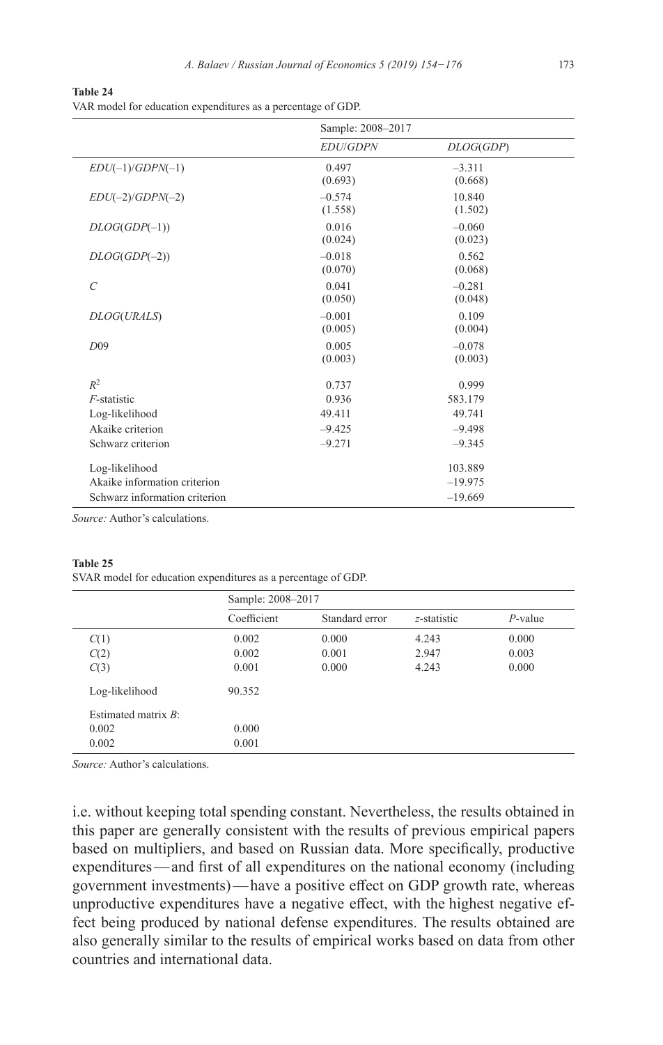**Table 24**
VAR model for education expenditures as a percentage of GDP.

| | Sample: 2008–2017 | |
|---|---|---|
| | *EDU/GDPN* | *DLOG(GDP)* |
| *EDU(–1)/GDPN(–1)* | 0.497<br>(0.693) | –3.311<br>(0.668) |
| *EDU(–2)/GDPN(–2)* | –0.574<br>(1.558) | 10.840<br>(1.502) |
| *DLOG(GDP(–1))* | 0.016<br>(0.024) | –0.060<br>(0.023) |
| *DLOG(GDP(–2))* | –0.018<br>(0.070) | 0.562<br>(0.068) |
| *C* | 0.041<br>(0.050) | –0.281<br>(0.048) |
| *DLOG(URALS)* | –0.001<br>(0.005) | 0.109<br>(0.004) |
| *D09* | 0.005<br>(0.003) | –0.078<br>(0.003) |
| $R^2$ | 0.737 | 0.999 |
| *F*-statistic | 0.936 | 583.179 |
| Log-likelihood | 49.411 | 49.741 |
| Akaike criterion | –9.425 | –9.498 |
| Schwarz criterion | –9.271 | –9.345 |
| Log-likelihood | | 103.889 |
| Akaike information criterion | | –19.975 |
| Schwarz information criterion | | –19.669 |

*Source:* Author's calculations.

**Table 25**
SVAR model for education expenditures as a percentage of GDP.

| | Sample: 2008–2017 | | | |
|---|---|---|---|---|
| | Coefficient | Standard error | *z*-statistic | *P*-value |
| *C*(1) | 0.002 | 0.000 | 4.243 | 0.000 |
| *C*(2) | 0.002 | 0.001 | 2.947 | 0.003 |
| *C*(3) | 0.001 | 0.000 | 4.243 | 0.000 |
| Log-likelihood | 90.352 | | | |
| Estimated matrix *B*: | | | | |
| 0.002 | 0.000 | | | |
| 0.002 | 0.001 | | | |

*Source:* Author's calculations.

i.e. without keeping total spending constant. Nevertheless, the results obtained in this paper are generally consistent with the results of previous empirical papers based on multipliers, and based on Russian data. More specifically, productive expenditures — and first of all expenditures on the national economy (including government investments) — have a positive effect on GDP growth rate, whereas unproductive expenditures have a negative effect, with the highest negative effect being produced by national defense expenditures. The results obtained are also generally similar to the results of empirical works based on data from other countries and international data.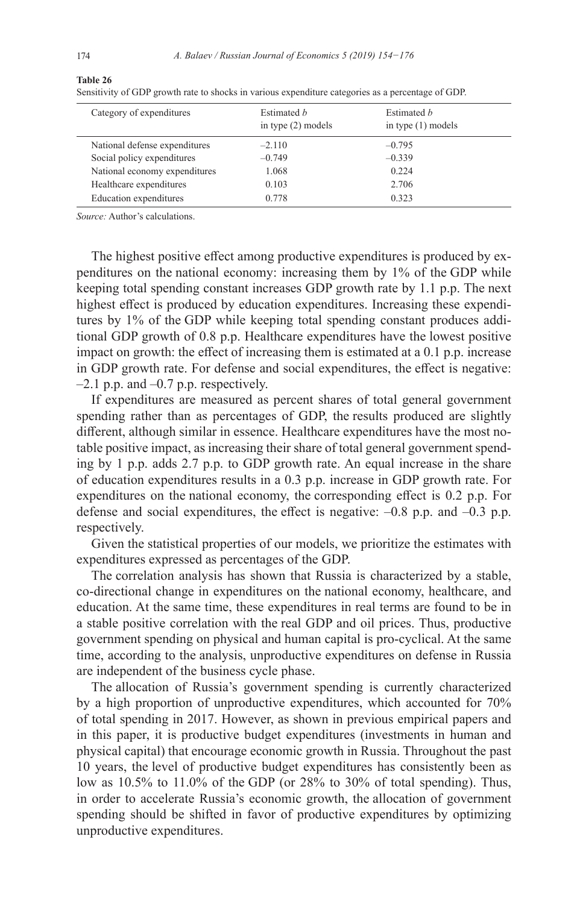**Table 26**

Sensitivity of GDP growth rate to shocks in various expenditure categories as a percentage of GDP.

| Category of expenditures | Estimated *b* in type (2) models | Estimated *b* in type (1) models |
|---|---|---|
| National defense expenditures | –2.110 | –0.795 |
| Social policy expenditures | –0.749 | –0.339 |
| National economy expenditures | 1.068 | 0.224 |
| Healthcare expenditures | 0.103 | 2.706 |
| Education expenditures | 0.778 | 0.323 |

*Source:* Author's calculations.

The highest positive effect among productive expenditures is produced by expenditures on the national economy: increasing them by 1% of the GDP while keeping total spending constant increases GDP growth rate by 1.1 p.p. The next highest effect is produced by education expenditures. Increasing these expenditures by 1% of the GDP while keeping total spending constant produces additional GDP growth of 0.8 p.p. Healthcare expenditures have the lowest positive impact on growth: the effect of increasing them is estimated at a 0.1 p.p. increase in GDP growth rate. For defense and social expenditures, the effect is negative: –2.1 p.p. and –0.7 p.p. respectively.

If expenditures are measured as percent shares of total general government spending rather than as percentages of GDP, the results produced are slightly different, although similar in essence. Healthcare expenditures have the most notable positive impact, as increasing their share of total general government spending by 1 p.p. adds 2.7 p.p. to GDP growth rate. An equal increase in the share of education expenditures results in a 0.3 p.p. increase in GDP growth rate. For expenditures on the national economy, the corresponding effect is 0.2 p.p. For defense and social expenditures, the effect is negative: –0.8 p.p. and –0.3 p.p. respectively.

Given the statistical properties of our models, we prioritize the estimates with expenditures expressed as percentages of the GDP.

The correlation analysis has shown that Russia is characterized by a stable, co-directional change in expenditures on the national economy, healthcare, and education. At the same time, these expenditures in real terms are found to be in a stable positive correlation with the real GDP and oil prices. Thus, productive government spending on physical and human capital is pro-cyclical. At the same time, according to the analysis, unproductive expenditures on defense in Russia are independent of the business cycle phase.

The allocation of Russia's government spending is currently characterized by a high proportion of unproductive expenditures, which accounted for 70% of total spending in 2017. However, as shown in previous empirical papers and in this paper, it is productive budget expenditures (investments in human and physical capital) that encourage economic growth in Russia. Throughout the past 10 years, the level of productive budget expenditures has consistently been as low as 10.5% to 11.0% of the GDP (or 28% to 30% of total spending). Thus, in order to accelerate Russia's economic growth, the allocation of government spending should be shifted in favor of productive expenditures by optimizing unproductive expenditures.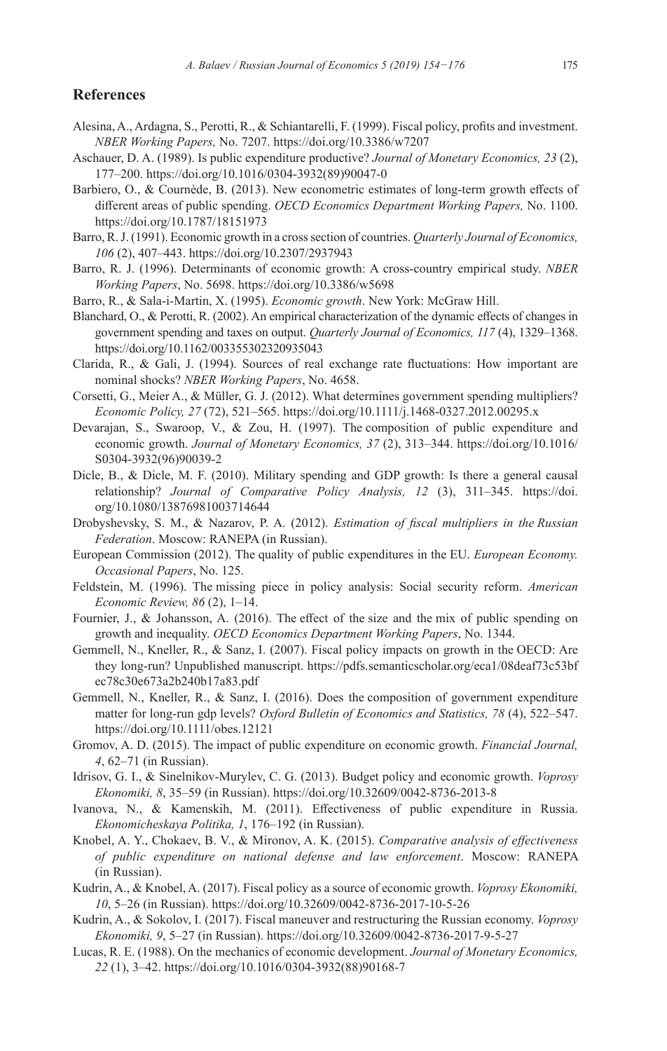## References

Alesina, A., Ardagna, S., Perotti, R., & Schiantarelli, F. (1999). Fiscal policy, profits and investment. *NBER Working Papers,* No. 7207. https://doi.org/10.3386/w7207

Aschauer, D. A. (1989). Is public expenditure productive? *Journal of Monetary Economics, 23* (2), 177–200. https://doi.org/10.1016/0304-3932(89)90047-0

Barbiero, O., & Cournède, B. (2013). New econometric estimates of long-term growth effects of different areas of public spending. *OECD Economics Department Working Papers,* No. 1100. https://doi.org/10.1787/18151973

Barro, R. J. (1991). Economic growth in a cross section of countries. *Quarterly Journal of Economics, 106* (2), 407–443. https://doi.org/10.2307/2937943

Barro, R. J. (1996). Determinants of economic growth: A cross-country empirical study. *NBER Working Papers*, No. 5698. https://doi.org/10.3386/w5698

Barro, R., & Sala-i-Martin, X. (1995). *Economic growth*. New York: McGraw Hill.

Blanchard, O., & Perotti, R. (2002). An empirical characterization of the dynamic effects of changes in government spending and taxes on output. *Quarterly Journal of Economics, 117* (4), 1329–1368. https://doi.org/10.1162/003355302320935043

Clarida, R., & Gali, J. (1994). Sources of real exchange rate fluctuations: How important are nominal shocks? *NBER Working Papers*, No. 4658.

Corsetti, G., Meier A., & Müller, G. J. (2012). What determines government spending multipliers? *Economic Policy, 27* (72), 521–565. https://doi.org/10.1111/j.1468-0327.2012.00295.x

Devarajan, S., Swaroop, V., & Zou, H. (1997). The composition of public expenditure and economic growth. *Journal of Monetary Economics, 37* (2), 313–344. https://doi.org/10.1016/S0304-3932(96)90039-2

Dicle, B., & Dicle, M. F. (2010). Military spending and GDP growth: Is there a general causal relationship? *Journal of Comparative Policy Analysis, 12* (3), 311–345. https://doi.org/10.1080/13876981003714644

Drobyshevsky, S. M., & Nazarov, P. A. (2012). *Estimation of fiscal multipliers in the Russian Federation*. Moscow: RANEPA (in Russian).

European Commission (2012). The quality of public expenditures in the EU. *European Economy. Occasional Papers*, No. 125.

Feldstein, M. (1996). The missing piece in policy analysis: Social security reform. *American Economic Review, 86* (2), 1–14.

Fournier, J., & Johansson, A. (2016). The effect of the size and the mix of public spending on growth and inequality. *OECD Economics Department Working Papers*, No. 1344.

Gemmell, N., Kneller, R., & Sanz, I. (2007). Fiscal policy impacts on growth in the OECD: Are they long-run? Unpublished manuscript. https://pdfs.semanticscholar.org/eca1/08deaf73c53bfec78c30e673a2b240b17a83.pdf

Gemmell, N., Kneller, R., & Sanz, I. (2016). Does the composition of government expenditure matter for long-run gdp levels? *Oxford Bulletin of Economics and Statistics, 78* (4), 522–547. https://doi.org/10.1111/obes.12121

Gromov, A. D. (2015). The impact of public expenditure on economic growth. *Financial Journal, 4*, 62–71 (in Russian).

Idrisov, G. I., & Sinelnikov-Murylev, C. G. (2013). Budget policy and economic growth. *Voprosy Ekonomiki, 8*, 35–59 (in Russian). https://doi.org/10.32609/0042-8736-2013-8

Ivanova, N., & Kamenskih, M. (2011). Effectiveness of public expenditure in Russia. *Ekonomicheskaya Politika, 1*, 176–192 (in Russian).

Knobel, A. Y., Chokaev, B. V., & Mironov, A. K. (2015). *Comparative analysis of effectiveness of public expenditure on national defense and law enforcement*. Moscow: RANEPA (in Russian).

Kudrin, A., & Knobel, A. (2017). Fiscal policy as a source of economic growth. *Voprosy Ekonomiki, 10*, 5–26 (in Russian). https://doi.org/10.32609/0042-8736-2017-10-5-26

Kudrin, A., & Sokolov, I. (2017). Fiscal maneuver and restructuring the Russian economy. *Voprosy Ekonomiki, 9*, 5–27 (in Russian). https://doi.org/10.32609/0042-8736-2017-9-5-27

Lucas, R. E. (1988). On the mechanics of economic development. *Journal of Monetary Economics, 22* (1), 3–42. https://doi.org/10.1016/0304-3932(88)90168-7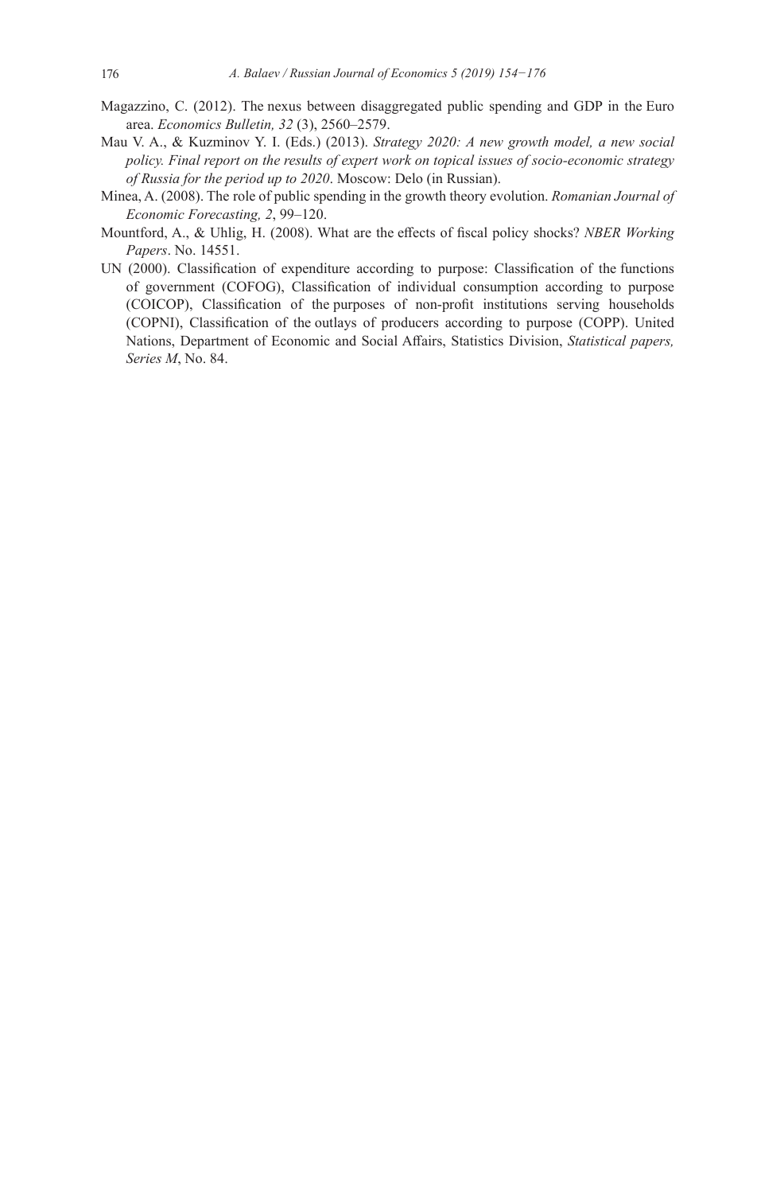Magazzino, C. (2012). The nexus between disaggregated public spending and GDP in the Euro area. *Economics Bulletin, 32* (3), 2560–2579.

Mau V. A., & Kuzminov Y. I. (Eds.) (2013). *Strategy 2020: A new growth model, a new social policy. Final report on the results of expert work on topical issues of socio-economic strategy of Russia for the period up to 2020*. Moscow: Delo (in Russian).

Minea, A. (2008). The role of public spending in the growth theory evolution. *Romanian Journal of Economic Forecasting, 2*, 99–120.

Mountford, A., & Uhlig, H. (2008). What are the effects of fiscal policy shocks? *NBER Working Papers*. No. 14551.

UN (2000). Classification of expenditure according to purpose: Classification of the functions of government (COFOG), Classification of individual consumption according to purpose (COICOP), Classification of the purposes of non-profit institutions serving households (COPNI), Classification of the outlays of producers according to purpose (COPP). United Nations, Department of Economic and Social Affairs, Statistics Division, *Statistical papers, Series M*, No. 84.